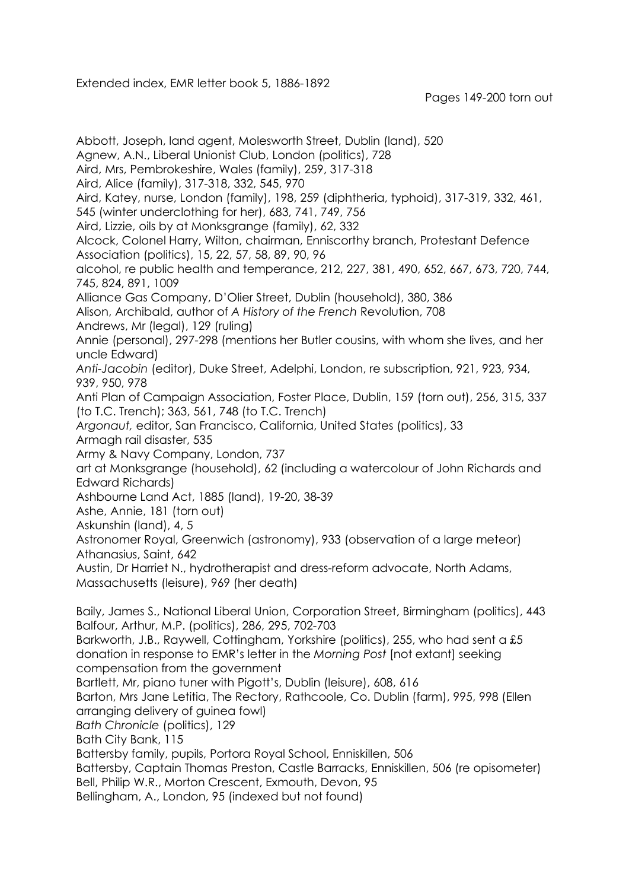Extended index, EMR letter book 5, 1886-1892

Pages 149-200 torn out

Abbott, Joseph, land agent, Molesworth Street, Dublin (land), 520

Agnew, A.N., Liberal Unionist Club, London (politics), 728

Aird, Mrs, Pembrokeshire, Wales (family), 259, 317-318

Aird, Alice (family), 317-318, 332, 545, 970

Aird, Katey, nurse, London (family), 198, 259 (diphtheria, typhoid), 317-319, 332, 461, 545 (winter underclothing for her), 683, 741, 749, 756

Aird, Lizzie, oils by at Monksgrange (family), 62, 332

Alcock, Colonel Harry, Wilton, chairman, Enniscorthy branch, Protestant Defence Association (politics), 15, 22, 57, 58, 89, 90, 96

alcohol, re public health and temperance, 212, 227, 381, 490, 652, 667, 673, 720, 744, 745, 824, 891, 1009

Alliance Gas Company, D'Olier Street, Dublin (household), 380, 386

Alison, Archibald, author of *A History of the French* Revolution, 708

Andrews, Mr (legal), 129 (ruling)

Annie (personal), 297-298 (mentions her Butler cousins, with whom she lives, and her uncle Edward)

*Anti-Jacobin* (editor), Duke Street, Adelphi, London, re subscription, 921, 923, 934, 939, 950, 978

Anti Plan of Campaign Association, Foster Place, Dublin, 159 (torn out), 256, 315, 337 (to T.C. Trench); 363, 561, 748 (to T.C. Trench)

*Argonaut,* editor, San Francisco, California, United States (politics), 33

Armagh rail disaster, 535

Army & Navy Company, London, 737

art at Monksgrange (household), 62 (including a watercolour of John Richards and Edward Richards)

Ashbourne Land Act, 1885 (land), 19-20, 38-39

Ashe, Annie, 181 (torn out)

Askunshin (land), 4, 5

Astronomer Royal, Greenwich (astronomy), 933 (observation of a large meteor)

Athanasius, Saint, 642

Austin, Dr Harriet N., hydrotherapist and dress-reform advocate, North Adams, Massachusetts (leisure), 969 (her death)

Baily, James S., National Liberal Union, Corporation Street, Birmingham (politics), 443

Balfour, Arthur, M.P. (politics), 286, 295, 702-703

Barkworth, J.B., Raywell, Cottingham, Yorkshire (politics), 255, who had sent a £5 donation in response to EMR's letter in the *Morning Post* [not extant] seeking compensation from the government

Bartlett, Mr, piano tuner with Pigott's, Dublin (leisure), 608, 616

Barton, Mrs Jane Letitia, The Rectory, Rathcoole, Co. Dublin (farm), 995, 998 (Ellen arranging delivery of guinea fowl)

*Bath Chronicle* (politics), 129

Bath City Bank, 115

Battersby family, pupils, Portora Royal School, Enniskillen, 506

Battersby, Captain Thomas Preston, Castle Barracks, Enniskillen, 506 (re opisometer)

Bell, Philip W.R., Morton Crescent, Exmouth, Devon, 95

Bellingham, A., London, 95 (indexed but not found)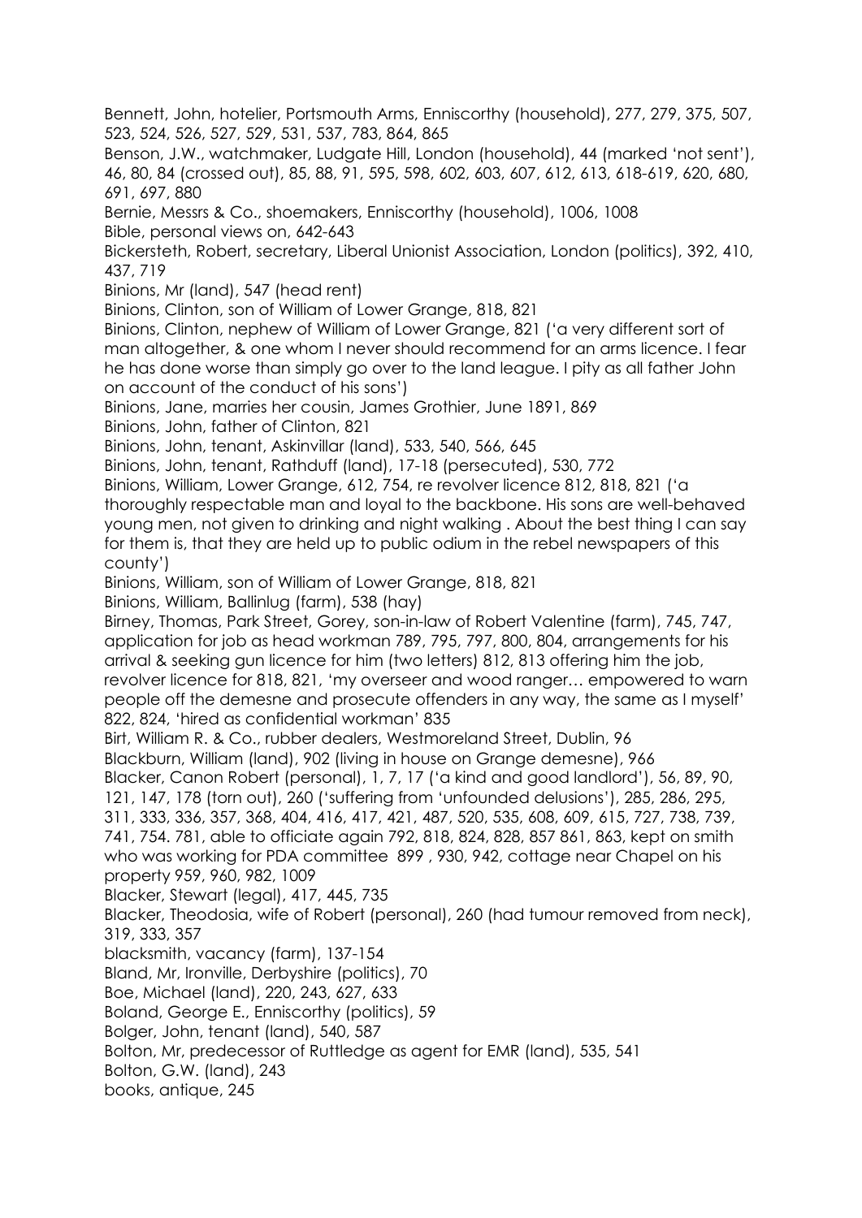Bennett, John, hotelier, Portsmouth Arms, Enniscorthy (household), 277, 279, 375, 507, 523, 524, 526, 527, 529, 531, 537, 783, 864, 865

Benson, J.W., watchmaker, Ludgate Hill, London (household), 44 (marked 'not sent'), 46, 80, 84 (crossed out), 85, 88, 91, 595, 598, 602, 603, 607, 612, 613, 618-619, 620, 680, 691, 697, 880

Bernie, Messrs & Co., shoemakers, Enniscorthy (household), 1006, 1008

Bible, personal views on, 642-643

Bickersteth, Robert, secretary, Liberal Unionist Association, London (politics), 392, 410, 437, 719

Binions, Mr (land), 547 (head rent)

Binions, Clinton, son of William of Lower Grange, 818, 821

Binions, Clinton, nephew of William of Lower Grange, 821 ('a very different sort of man altogether, & one whom I never should recommend for an arms licence. I fear he has done worse than simply go over to the land league. I pity as all father John on account of the conduct of his sons')

Binions, Jane, marries her cousin, James Grothier, June 1891, 869

Binions, John, father of Clinton, 821

Binions, John, tenant, Askinvillar (land), 533, 540, 566, 645

Binions, John, tenant, Rathduff (land), 17-18 (persecuted), 530, 772

Binions, William, Lower Grange, 612, 754, re revolver licence 812, 818, 821 ('a thoroughly respectable man and loyal to the backbone. His sons are well-behaved young men, not given to drinking and night walking . About the best thing I can say for them is, that they are held up to public odium in the rebel newspapers of this county')

Binions, William, son of William of Lower Grange, 818, 821

Binions, William, Ballinlug (farm), 538 (hay)

Birney, Thomas, Park Street, Gorey, son-in-law of Robert Valentine (farm), 745, 747, application for job as head workman 789, 795, 797, 800, 804, arrangements for his arrival & seeking gun licence for him (two letters) 812, 813 offering him the job, revolver licence for 818, 821, 'my overseer and wood ranger… empowered to warn people off the demesne and prosecute offenders in any way, the same as I myself' 822, 824, 'hired as confidential workman' 835

Birt, William R. & Co., rubber dealers, Westmoreland Street, Dublin, 96

Blackburn, William (land), 902 (living in house on Grange demesne), 966

Blacker, Canon Robert (personal), 1, 7, 17 ('a kind and good landlord'), 56, 89, 90, 121, 147, 178 (torn out), 260 ('suffering from 'unfounded delusions'), 285, 286, 295, 311, 333, 336, 357, 368, 404, 416, 417, 421, 487, 520, 535, 608, 609, 615, 727, 738, 739, 741, 754. 781, able to officiate again 792, 818, 824, 828, 857 861, 863, kept on smith who was working for PDA committee 899 , 930, 942, cottage near Chapel on his property 959, 960, 982, 1009

Blacker, Stewart (legal), 417, 445, 735

Blacker, Theodosia, wife of Robert (personal), 260 (had tumour removed from neck), 319, 333, 357

blacksmith, vacancy (farm), 137-154

Bland, Mr, Ironville, Derbyshire (politics), 70

Boe, Michael (land), 220, 243, 627, 633

Boland, George E., Enniscorthy (politics), 59

Bolger, John, tenant (land), 540, 587

Bolton, Mr, predecessor of Ruttledge as agent for EMR (land), 535, 541

Bolton, G.W. (land), 243

books, antique, 245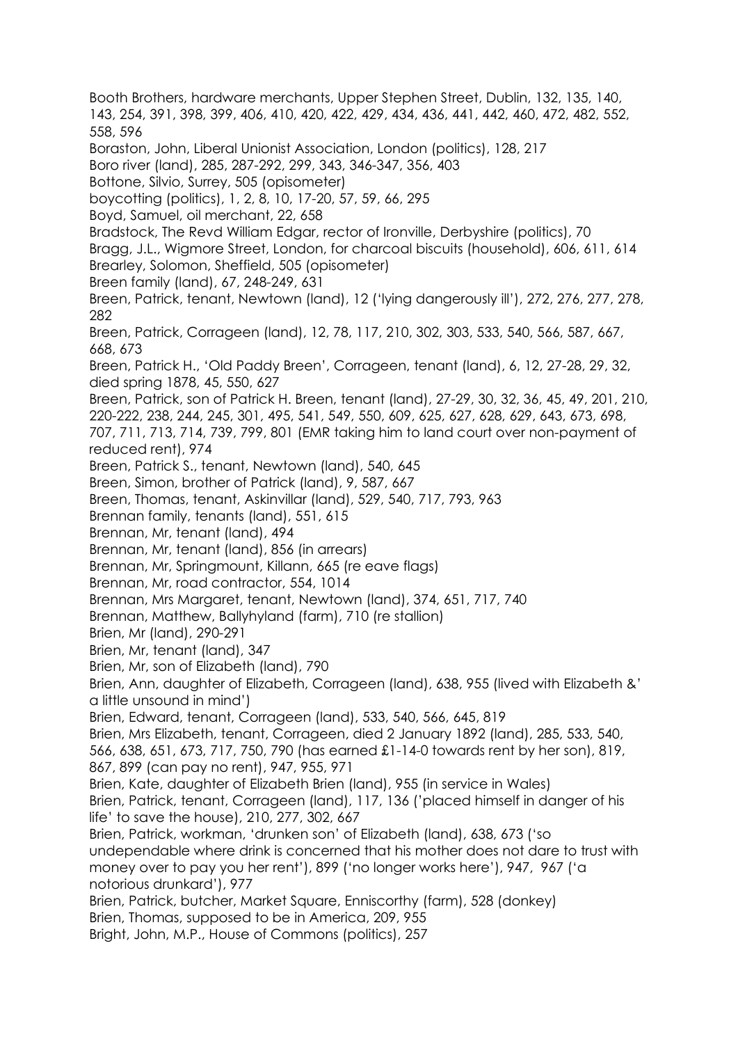Booth Brothers, hardware merchants, Upper Stephen Street, Dublin, 132, 135, 140, 143, 254, 391, 398, 399, 406, 410, 420, 422, 429, 434, 436, 441, 442, 460, 472, 482, 552, 558, 596

Boraston, John, Liberal Unionist Association, London (politics), 128, 217

Boro river (land), 285, 287-292, 299, 343, 346-347, 356, 403

Bottone, Silvio, Surrey, 505 (opisometer)

boycotting (politics), 1, 2, 8, 10, 17-20, 57, 59, 66, 295

Boyd, Samuel, oil merchant, 22, 658

Bradstock, The Revd William Edgar, rector of Ironville, Derbyshire (politics), 70

Bragg, J.L., Wigmore Street, London, for charcoal biscuits (household), 606, 611, 614

Brearley, Solomon, Sheffield, 505 (opisometer)

Breen family (land), 67, 248-249, 631

Breen, Patrick, tenant, Newtown (land), 12 ('lying dangerously ill'), 272, 276, 277, 278, 282

Breen, Patrick, Corrageen (land), 12, 78, 117, 210, 302, 303, 533, 540, 566, 587, 667, 668, 673

Breen, Patrick H., 'Old Paddy Breen', Corrageen, tenant (land), 6, 12, 27-28, 29, 32, died spring 1878, 45, 550, 627

Breen, Patrick, son of Patrick H. Breen, tenant (land), 27-29, 30, 32, 36, 45, 49, 201, 210, 220-222, 238, 244, 245, 301, 495, 541, 549, 550, 609, 625, 627, 628, 629, 643, 673, 698, 707, 711, 713, 714, 739, 799, 801 (EMR taking him to land court over non-payment of reduced rent), 974

Breen, Patrick S., tenant, Newtown (land), 540, 645

Breen, Simon, brother of Patrick (land), 9, 587, 667

Breen, Thomas, tenant, Askinvillar (land), 529, 540, 717, 793, 963

Brennan family, tenants (land), 551, 615

Brennan, Mr, tenant (land), 494

Brennan, Mr, tenant (land), 856 (in arrears)

Brennan, Mr, Springmount, Killann, 665 (re eave flags)

Brennan, Mr, road contractor, 554, 1014

Brennan, Mrs Margaret, tenant, Newtown (land), 374, 651, 717, 740

Brennan, Matthew, Ballyhyland (farm), 710 (re stallion)

Brien, Mr (land), 290-291

Brien, Mr, tenant (land), 347

Brien, Mr, son of Elizabeth (land), 790

Brien, Ann, daughter of Elizabeth, Corrageen (land), 638, 955 (lived with Elizabeth &' a little unsound in mind')

Brien, Edward, tenant, Corrageen (land), 533, 540, 566, 645, 819

Brien, Mrs Elizabeth, tenant, Corrageen, died 2 January 1892 (land), 285, 533, 540, 566, 638, 651, 673, 717, 750, 790 (has earned £1-14-0 towards rent by her son), 819, 867, 899 (can pay no rent), 947, 955, 971

Brien, Kate, daughter of Elizabeth Brien (land), 955 (in service in Wales)

Brien, Patrick, tenant, Corrageen (land), 117, 136 ('placed himself in danger of his life' to save the house), 210, 277, 302, 667

Brien, Patrick, workman, 'drunken son' of Elizabeth (land), 638, 673 ('so undependable where drink is concerned that his mother does not dare to trust with money over to pay you her rent'), 899 ('no longer works here'), 947, 967 ('a notorious drunkard'), 977

Brien, Patrick, butcher, Market Square, Enniscorthy (farm), 528 (donkey)

Brien, Thomas, supposed to be in America, 209, 955

Bright, John, M.P., House of Commons (politics), 257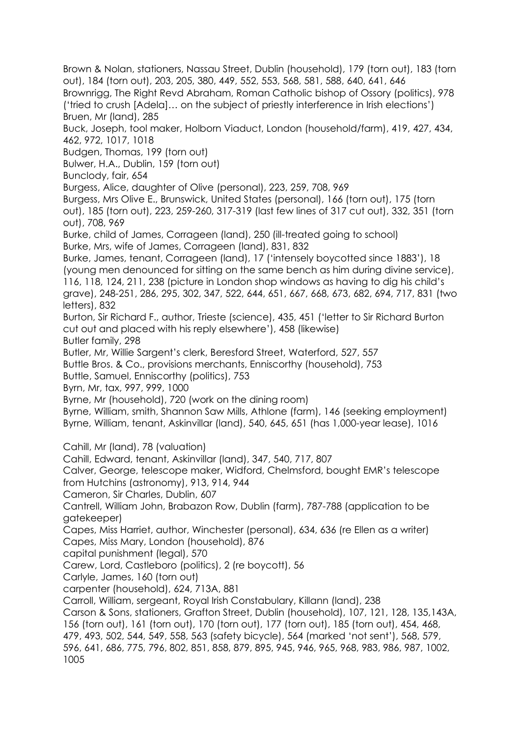Brown & Nolan, stationers, Nassau Street, Dublin (household), 179 (torn out), 183 (torn out), 184 (torn out), 203, 205, 380, 449, 552, 553, 568, 581, 588, 640, 641, 646

Brownrigg, The Right Revd Abraham, Roman Catholic bishop of Ossory (politics), 978 ('tried to crush [Adela]… on the subject of priestly interference in Irish elections')

Bruen, Mr (land), 285

Buck, Joseph, tool maker, Holborn Viaduct, London (household/farm), 419, 427, 434, 462, 972, 1017, 1018

Budgen, Thomas, 199 (torn out)

Bulwer, H.A., Dublin, 159 (torn out)

Bunclody, fair, 654

Burgess, Alice, daughter of Olive (personal), 223, 259, 708, 969

Burgess, Mrs Olive E., Brunswick, United States (personal), 166 (torn out), 175 (torn out), 185 (torn out), 223, 259-260, 317-319 (last few lines of 317 cut out), 332, 351 (torn out), 708, 969

Burke, child of James, Corrageen (land), 250 (ill-treated going to school)

Burke, Mrs, wife of James, Corrageen (land), 831, 832

Burke, James, tenant, Corrageen (land), 17 ('intensely boycotted since 1883'), 18 (young men denounced for sitting on the same bench as him during divine service), 116, 118, 124, 211, 238 (picture in London shop windows as having to dig his child's grave), 248-251, 286, 295, 302, 347, 522, 644, 651, 667, 668, 673, 682, 694, 717, 831 (two letters), 832

Burton, Sir Richard F., author, Trieste (science), 435, 451 ('letter to Sir Richard Burton cut out and placed with his reply elsewhere'), 458 (likewise)

Butler family, 298

Butler, Mr, Willie Sargent's clerk, Beresford Street, Waterford, 527, 557

Buttle Bros. & Co., provisions merchants, Enniscorthy (household), 753

Buttle, Samuel, Enniscorthy (politics), 753

Byrn, Mr, tax, 997, 999, 1000

Byrne, Mr (household), 720 (work on the dining room)

Byrne, William, smith, Shannon Saw Mills, Athlone (farm), 146 (seeking employment)

Byrne, William, tenant, Askinvillar (land), 540, 645, 651 (has 1,000-year lease), 1016

Cahill, Mr (land), 78 (valuation)

Cahill, Edward, tenant, Askinvillar (land), 347, 540, 717, 807

Calver, George, telescope maker, Widford, Chelmsford, bought EMR's telescope from Hutchins (astronomy), 913, 914, 944

Cameron, Sir Charles, Dublin, 607

Cantrell, William John, Brabazon Row, Dublin (farm), 787-788 (application to be gatekeeper)

Capes, Miss Harriet, author, Winchester (personal), 634, 636 (re Ellen as a writer)

Capes, Miss Mary, London (household), 876

capital punishment (legal), 570

Carew, Lord, Castleboro (politics), 2 (re boycott), 56

Carlyle, James, 160 (torn out)

carpenter (household), 624, 713A, 881

Carroll, William, sergeant, Royal Irish Constabulary, Killann (land), 238

Carson & Sons, stationers, Grafton Street, Dublin (household), 107, 121, 128, 135,143A, 156 (torn out), 161 (torn out), 170 (torn out), 177 (torn out), 185 (torn out), 454, 468, 479, 493, 502, 544, 549, 558, 563 (safety bicycle), 564 (marked 'not sent'), 568, 579, 596, 641, 686, 775, 796, 802, 851, 858, 879, 895, 945, 946, 965, 968, 983, 986, 987, 1002, 1005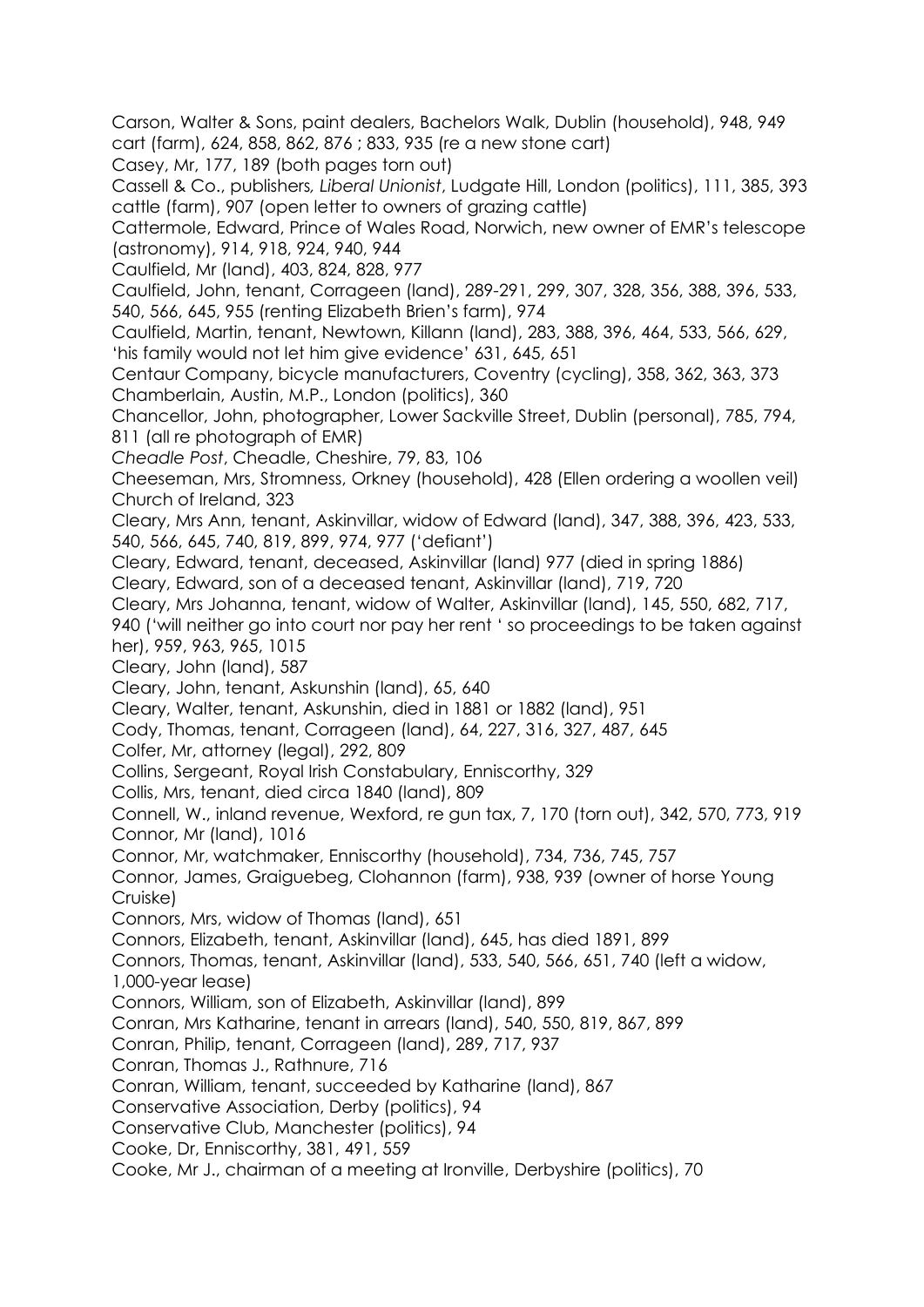Carson, Walter & Sons, paint dealers, Bachelors Walk, Dublin (household), 948, 949

cart (farm), 624, 858, 862, 876 ; 833, 935 (re a new stone cart)

Casey, Mr, 177, 189 (both pages torn out)

Cassell & Co., publishers*, Liberal Unionist*, Ludgate Hill, London (politics), 111, 385, 393

cattle (farm), 907 (open letter to owners of grazing cattle)

Cattermole, Edward, Prince of Wales Road, Norwich, new owner of EMR's telescope (astronomy), 914, 918, 924, 940, 944

Caulfield, Mr (land), 403, 824, 828, 977

Caulfield, John, tenant, Corrageen (land), 289-291, 299, 307, 328, 356, 388, 396, 533, 540, 566, 645, 955 (renting Elizabeth Brien's farm), 974

Caulfield, Martin, tenant, Newtown, Killann (land), 283, 388, 396, 464, 533, 566, 629, 'his family would not let him give evidence' 631, 645, 651

Centaur Company, bicycle manufacturers, Coventry (cycling), 358, 362, 363, 373

Chamberlain, Austin, M.P., London (politics), 360

Chancellor, John, photographer, Lower Sackville Street, Dublin (personal), 785, 794, 811 (all re photograph of EMR)

*Cheadle Post*, Cheadle, Cheshire, 79, 83, 106

Cheeseman, Mrs, Stromness, Orkney (household), 428 (Ellen ordering a woollen veil)

Church of Ireland, 323

Cleary, Mrs Ann, tenant, Askinvillar, widow of Edward (land), 347, 388, 396, 423, 533, 540, 566, 645, 740, 819, 899, 974, 977 ('defiant')

Cleary, Edward, tenant, deceased, Askinvillar (land) 977 (died in spring 1886)

Cleary, Edward, son of a deceased tenant, Askinvillar (land), 719, 720

Cleary, Mrs Johanna, tenant, widow of Walter, Askinvillar (land), 145, 550, 682, 717, 940 ('will neither go into court nor pay her rent ' so proceedings to be taken against her), 959, 963, 965, 1015

Cleary, John (land), 587

Cleary, John, tenant, Askunshin (land), 65, 640

Cleary, Walter, tenant, Askunshin, died in 1881 or 1882 (land), 951

Cody, Thomas, tenant, Corrageen (land), 64, 227, 316, 327, 487, 645

Colfer, Mr, attorney (legal), 292, 809

Collins, Sergeant, Royal Irish Constabulary, Enniscorthy, 329

Collis, Mrs, tenant, died circa 1840 (land), 809

Connell, W., inland revenue, Wexford, re gun tax, 7, 170 (torn out), 342, 570, 773, 919

Connor, Mr (land), 1016

Connor, Mr, watchmaker, Enniscorthy (household), 734, 736, 745, 757

Connor, James, Graiguebeg, Clohannon (farm), 938, 939 (owner of horse Young Cruiske)

Connors, Mrs, widow of Thomas (land), 651

Connors, Elizabeth, tenant, Askinvillar (land), 645, has died 1891, 899

Connors, Thomas, tenant, Askinvillar (land), 533, 540, 566, 651, 740 (left a widow, 1,000-year lease)

Connors, William, son of Elizabeth, Askinvillar (land), 899

Conran, Mrs Katharine, tenant in arrears (land), 540, 550, 819, 867, 899

Conran, Philip, tenant, Corrageen (land), 289, 717, 937

Conran, Thomas J., Rathnure, 716

Conran, William, tenant, succeeded by Katharine (land), 867

Conservative Association, Derby (politics), 94

Conservative Club, Manchester (politics), 94

Cooke, Dr, Enniscorthy, 381, 491, 559

Cooke, Mr J., chairman of a meeting at Ironville, Derbyshire (politics), 70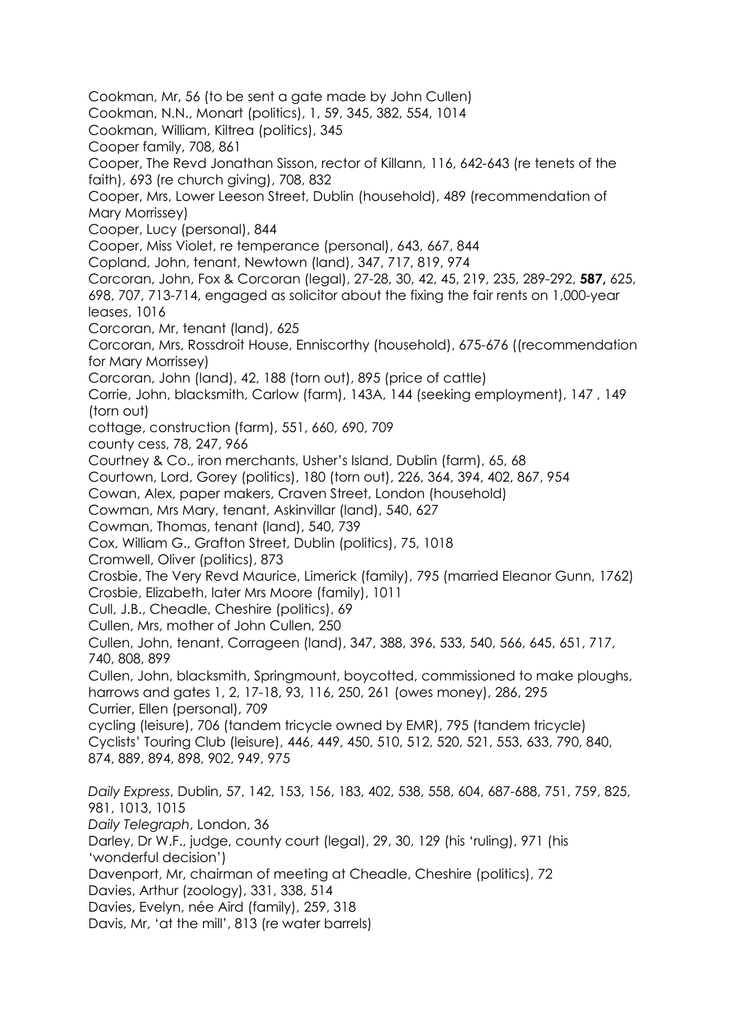Cookman, Mr, 56 (to be sent a gate made by John Cullen)

Cookman, N.N., Monart (politics), 1, 59, 345, 382, 554, 1014

Cookman, William, Kiltrea (politics), 345

Cooper family, 708, 861

Cooper, The Revd Jonathan Sisson, rector of Killann, 116, 642-643 (re tenets of the faith), 693 (re church giving), 708, 832

Cooper, Mrs, Lower Leeson Street, Dublin (household), 489 (recommendation of Mary Morrissey)

Cooper, Lucy (personal), 844

Cooper, Miss Violet, re temperance (personal), 643, 667, 844

Copland, John, tenant, Newtown (land), 347, 717, 819, 974

Corcoran, John, Fox & Corcoran (legal), 27-28, 30, 42, 45, 219, 235, 289-292, **587,** 625, 698, 707, 713-714, engaged as solicitor about the fixing the fair rents on 1,000-year leases, 1016

Corcoran, Mr, tenant (land), 625

Corcoran, Mrs, Rossdroit House, Enniscorthy (household), 675-676 ((recommendation for Mary Morrissey)

Corcoran, John (land), 42, 188 (torn out), 895 (price of cattle)

Corrie, John, blacksmith, Carlow (farm), 143A, 144 (seeking employment), 147 , 149 (torn out)

cottage, construction (farm), 551, 660, 690, 709

county cess, 78, 247, 966

Courtney & Co., iron merchants, Usher's Island, Dublin (farm), 65, 68

Courtown, Lord, Gorey (politics), 180 (torn out), 226, 364, 394, 402, 867, 954

Cowan, Alex, paper makers, Craven Street, London (household)

Cowman, Mrs Mary, tenant, Askinvillar (land), 540, 627

Cowman, Thomas, tenant (land), 540, 739

Cox, William G., Grafton Street, Dublin (politics), 75, 1018

Cromwell, Oliver (politics), 873

Crosbie, The Very Revd Maurice, Limerick (family), 795 (married Eleanor Gunn, 1762)

Crosbie, Elizabeth, later Mrs Moore (family), 1011

Cull, J.B., Cheadle, Cheshire (politics), 69

Cullen, Mrs, mother of John Cullen, 250

Cullen, John, tenant, Corrageen (land), 347, 388, 396, 533, 540, 566, 645, 651, 717, 740, 808, 899

Cullen, John, blacksmith, Springmount, boycotted, commissioned to make ploughs, harrows and gates 1, 2, 17-18, 93, 116, 250, 261 (owes money), 286, 295

Currier, Ellen (personal), 709

cycling (leisure), 706 (tandem tricycle owned by EMR), 795 (tandem tricycle)

Cyclists' Touring Club (leisure), 446, 449, 450, 510, 512, 520, 521, 553, 633, 790, 840, 874, 889, 894, 898, 902, 949, 975

*Daily Express*, Dublin, 57, 142, 153, 156, 183, 402, 538, 558, 604, 687-688, 751, 759, 825, 981, 1013, 1015

*Daily Telegraph*, London, 36

Darley, Dr W.F., judge, county court (legal), 29, 30, 129 (his 'ruling), 971 (his 'wonderful decision')

Davenport, Mr, chairman of meeting at Cheadle, Cheshire (politics), 72

Davies, Arthur (zoology), 331, 338, 514

Davies, Evelyn, née Aird (family), 259, 318

Davis, Mr, 'at the mill', 813 (re water barrels)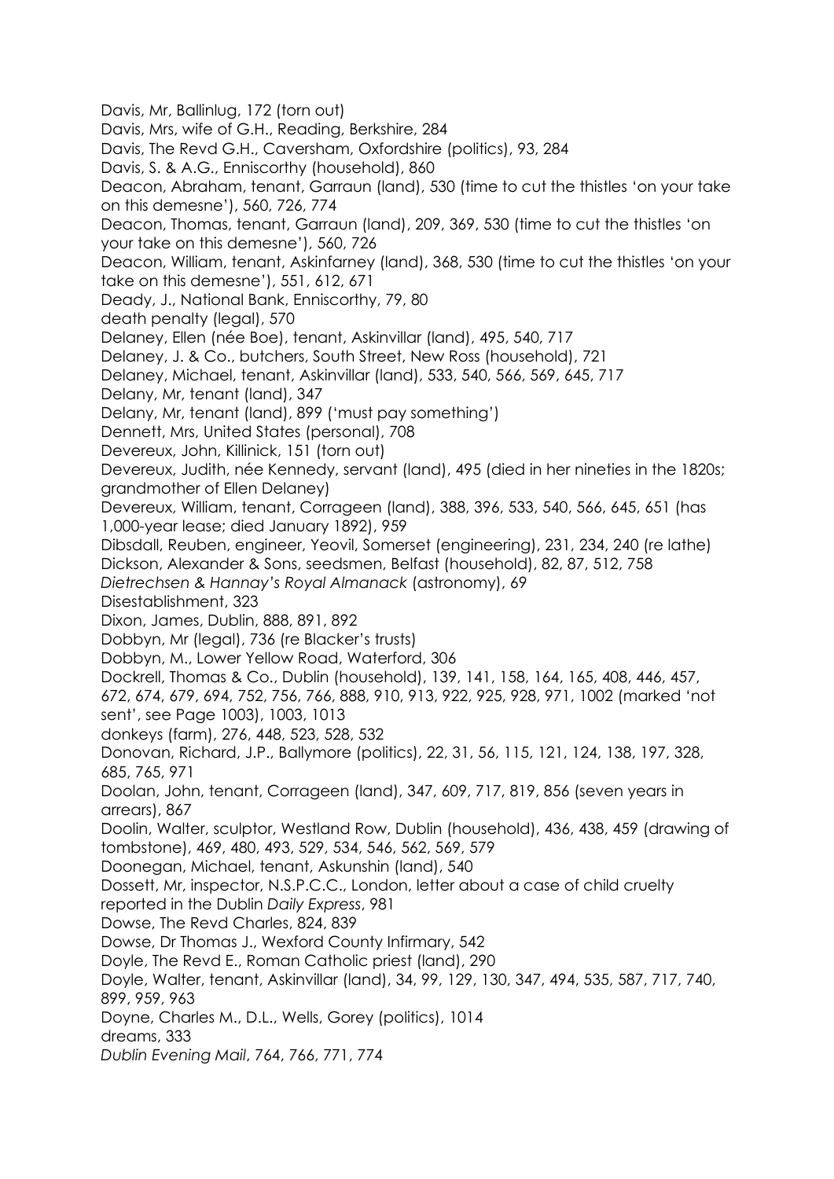Davis, Mr, Ballinlug, 172 (torn out)
Davis, Mrs, wife of G.H., Reading, Berkshire, 284
Davis, The Revd G.H., Caversham, Oxfordshire (politics), 93, 284
Davis, S. & A.G., Enniscorthy (household), 860
Deacon, Abraham, tenant, Garraun (land), 530 (time to cut the thistles 'on your take on this demesne'), 560, 726, 774
Deacon, Thomas, tenant, Garraun (land), 209, 369, 530 (time to cut the thistles 'on your take on this demesne'), 560, 726
Deacon, William, tenant, Askinfarney (land), 368, 530 (time to cut the thistles 'on your take on this demesne'), 551, 612, 671
Deady, J., National Bank, Enniscorthy, 79, 80
death penalty (legal), 570
Delaney, Ellen (née Boe), tenant, Askinvillar (land), 495, 540, 717
Delaney, J. & Co., butchers, South Street, New Ross (household), 721
Delaney, Michael, tenant, Askinvillar (land), 533, 540, 566, 569, 645, 717
Delany, Mr, tenant (land), 347
Delany, Mr, tenant (land), 899 ('must pay something')
Dennett, Mrs, United States (personal), 708
Devereux, John, Killinick, 151 (torn out)
Devereux, Judith, née Kennedy, servant (land), 495 (died in her nineties in the 1820s; grandmother of Ellen Delaney)
Devereux, William, tenant, Corrageen (land), 388, 396, 533, 540, 566, 645, 651 (has 1,000-year lease; died January 1892), 959
Dibsdall, Reuben, engineer, Yeovil, Somerset (engineering), 231, 234, 240 (re lathe)
Dickson, Alexander & Sons, seedsmen, Belfast (household), 82, 87, 512, 758
*Dietrechsen & Hannay's Royal Almanack* (astronomy), 69
Disestablishment, 323
Dixon, James, Dublin, 888, 891, 892
Dobbyn, Mr (legal), 736 (re Blacker's trusts)
Dobbyn, M., Lower Yellow Road, Waterford, 306
Dockrell, Thomas & Co., Dublin (household), 139, 141, 158, 164, 165, 408, 446, 457, 672, 674, 679, 694, 752, 756, 766, 888, 910, 913, 922, 925, 928, 971, 1002 (marked 'not sent', see Page 1003), 1003, 1013
donkeys (farm), 276, 448, 523, 528, 532
Donovan, Richard, J.P., Ballymore (politics), 22, 31, 56, 115, 121, 124, 138, 197, 328, 685, 765, 971
Doolan, John, tenant, Corrageen (land), 347, 609, 717, 819, 856 (seven years in arrears), 867
Doolin, Walter, sculptor, Westland Row, Dublin (household), 436, 438, 459 (drawing of tombstone), 469, 480, 493, 529, 534, 546, 562, 569, 579
Doonegan, Michael, tenant, Askunshin (land), 540
Dossett, Mr, inspector, N.S.P.C.C., London, letter about a case of child cruelty reported in the Dublin *Daily Express*, 981
Dowse, The Revd Charles, 824, 839
Dowse, Dr Thomas J., Wexford County Infirmary, 542
Doyle, The Revd E., Roman Catholic priest (land), 290
Doyle, Walter, tenant, Askinvillar (land), 34, 99, 129, 130, 347, 494, 535, 587, 717, 740, 899, 959, 963
Doyne, Charles M., D.L., Wells, Gorey (politics), 1014
dreams, 333
*Dublin Evening Mail*, 764, 766, 771, 774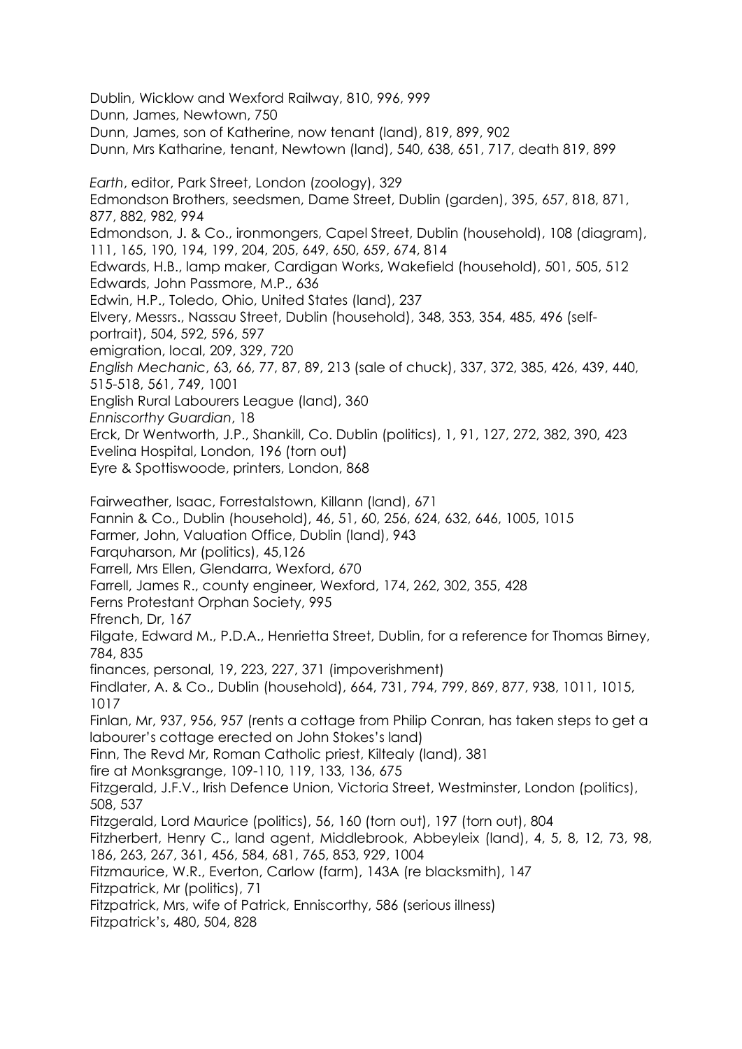Dublin, Wicklow and Wexford Railway, 810, 996, 999
Dunn, James, Newtown, 750
Dunn, James, son of Katherine, now tenant (land), 819, 899, 902
Dunn, Mrs Katharine, tenant, Newtown (land), 540, 638, 651, 717, death 819, 899

*Earth*, editor, Park Street, London (zoology), 329
Edmondson Brothers, seedsmen, Dame Street, Dublin (garden), 395, 657, 818, 871, 877, 882, 982, 994
Edmondson, J. & Co., ironmongers, Capel Street, Dublin (household), 108 (diagram), 111, 165, 190, 194, 199, 204, 205, 649, 650, 659, 674, 814
Edwards, H.B., lamp maker, Cardigan Works, Wakefield (household), 501, 505, 512
Edwards, John Passmore, M.P., 636
Edwin, H.P., Toledo, Ohio, United States (land), 237
Elvery, Messrs., Nassau Street, Dublin (household), 348, 353, 354, 485, 496 (self-portrait), 504, 592, 596, 597
emigration, local, 209, 329, 720
*English Mechanic*, 63, 66, 77, 87, 89, 213 (sale of chuck), 337, 372, 385, 426, 439, 440, 515-518, 561, 749, 1001
English Rural Labourers League (land), 360
*Enniscorthy Guardian*, 18
Erck, Dr Wentworth, J.P., Shankill, Co. Dublin (politics), 1, 91, 127, 272, 382, 390, 423
Evelina Hospital, London, 196 (torn out)
Eyre & Spottiswoode, printers, London, 868

Fairweather, Isaac, Forrestalstown, Killann (land), 671
Fannin & Co., Dublin (household), 46, 51, 60, 256, 624, 632, 646, 1005, 1015
Farmer, John, Valuation Office, Dublin (land), 943
Farquharson, Mr (politics), 45,126
Farrell, Mrs Ellen, Glendarra, Wexford, 670
Farrell, James R., county engineer, Wexford, 174, 262, 302, 355, 428
Ferns Protestant Orphan Society, 995
Ffrench, Dr, 167
Filgate, Edward M., P.D.A., Henrietta Street, Dublin, for a reference for Thomas Birney, 784, 835
finances, personal, 19, 223, 227, 371 (impoverishment)
Findlater, A. & Co., Dublin (household), 664, 731, 794, 799, 869, 877, 938, 1011, 1015, 1017
Finlan, Mr, 937, 956, 957 (rents a cottage from Philip Conran, has taken steps to get a labourer's cottage erected on John Stokes's land)
Finn, The Revd Mr, Roman Catholic priest, Kiltealy (land), 381
fire at Monksgrange, 109-110, 119, 133, 136, 675
Fitzgerald, J.F.V., Irish Defence Union, Victoria Street, Westminster, London (politics), 508, 537
Fitzgerald, Lord Maurice (politics), 56, 160 (torn out), 197 (torn out), 804
Fitzherbert, Henry C., land agent, Middlebrook, Abbeyleix (land), 4, 5, 8, 12, 73, 98, 186, 263, 267, 361, 456, 584, 681, 765, 853, 929, 1004
Fitzmaurice, W.R., Everton, Carlow (farm), 143A (re blacksmith), 147
Fitzpatrick, Mr (politics), 71
Fitzpatrick, Mrs, wife of Patrick, Enniscorthy, 586 (serious illness)
Fitzpatrick's, 480, 504, 828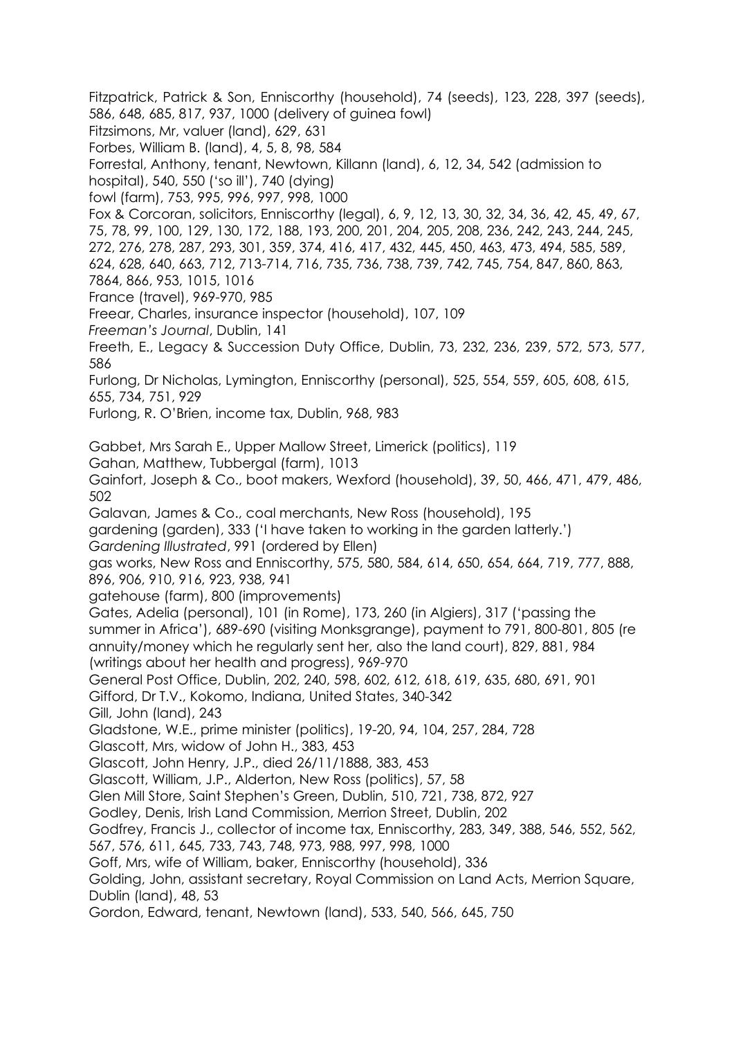Fitzpatrick, Patrick & Son, Enniscorthy (household), 74 (seeds), 123, 228, 397 (seeds), 586, 648, 685, 817, 937, 1000 (delivery of guinea fowl)

Fitzsimons, Mr, valuer (land), 629, 631

Forbes, William B. (land), 4, 5, 8, 98, 584

Forrestal, Anthony, tenant, Newtown, Killann (land), 6, 12, 34, 542 (admission to hospital), 540, 550 ('so ill'), 740 (dying)

fowl (farm), 753, 995, 996, 997, 998, 1000

Fox & Corcoran, solicitors, Enniscorthy (legal), 6, 9, 12, 13, 30, 32, 34, 36, 42, 45, 49, 67, 75, 78, 99, 100, 129, 130, 172, 188, 193, 200, 201, 204, 205, 208, 236, 242, 243, 244, 245, 272, 276, 278, 287, 293, 301, 359, 374, 416, 417, 432, 445, 450, 463, 473, 494, 585, 589, 624, 628, 640, 663, 712, 713-714, 716, 735, 736, 738, 739, 742, 745, 754, 847, 860, 863, 7864, 866, 953, 1015, 1016

France (travel), 969-970, 985

Freear, Charles, insurance inspector (household), 107, 109

*Freeman's Journal*, Dublin, 141

Freeth, E., Legacy & Succession Duty Office, Dublin, 73, 232, 236, 239, 572, 573, 577, 586

Furlong, Dr Nicholas, Lymington, Enniscorthy (personal), 525, 554, 559, 605, 608, 615, 655, 734, 751, 929

Furlong, R. O'Brien, income tax, Dublin, 968, 983

Gabbet, Mrs Sarah E., Upper Mallow Street, Limerick (politics), 119

Gahan, Matthew, Tubbergal (farm), 1013

Gainfort, Joseph & Co., boot makers, Wexford (household), 39, 50, 466, 471, 479, 486, 502

Galavan, James & Co., coal merchants, New Ross (household), 195

gardening (garden), 333 ('I have taken to working in the garden latterly.')

*Gardening Illustrated*, 991 (ordered by Ellen)

gas works, New Ross and Enniscorthy, 575, 580, 584, 614, 650, 654, 664, 719, 777, 888, 896, 906, 910, 916, 923, 938, 941

gatehouse (farm), 800 (improvements)

Gates, Adelia (personal), 101 (in Rome), 173, 260 (in Algiers), 317 ('passing the summer in Africa'), 689-690 (visiting Monksgrange), payment to 791, 800-801, 805 (re annuity/money which he regularly sent her, also the land court), 829, 881, 984 (writings about her health and progress), 969-970

General Post Office, Dublin, 202, 240, 598, 602, 612, 618, 619, 635, 680, 691, 901

Gifford, Dr T.V., Kokomo, Indiana, United States, 340-342

Gill, John (land), 243

Gladstone, W.E., prime minister (politics), 19-20, 94, 104, 257, 284, 728

Glascott, Mrs, widow of John H., 383, 453

Glascott, John Henry, J.P., died 26/11/1888, 383, 453

Glascott, William, J.P., Alderton, New Ross (politics), 57, 58

Glen Mill Store, Saint Stephen's Green, Dublin, 510, 721, 738, 872, 927

Godley, Denis, Irish Land Commission, Merrion Street, Dublin, 202

Godfrey, Francis J., collector of income tax, Enniscorthy, 283, 349, 388, 546, 552, 562, 567, 576, 611, 645, 733, 743, 748, 973, 988, 997, 998, 1000

Goff, Mrs, wife of William, baker, Enniscorthy (household), 336

Golding, John, assistant secretary, Royal Commission on Land Acts, Merrion Square, Dublin (land), 48, 53

Gordon, Edward, tenant, Newtown (land), 533, 540, 566, 645, 750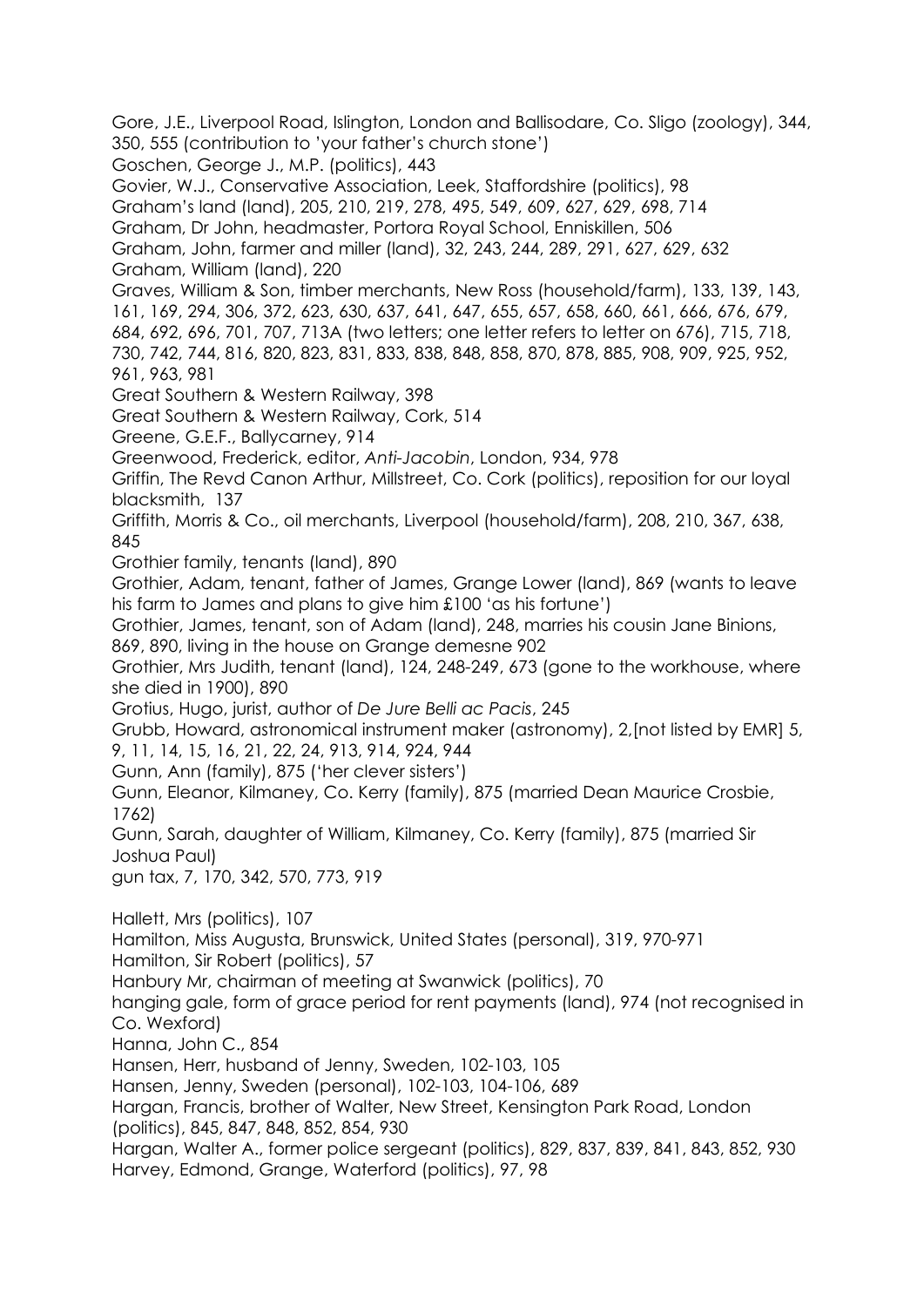Gore, J.E., Liverpool Road, Islington, London and Ballisodare, Co. Sligo (zoology), 344, 350, 555 (contribution to 'your father's church stone')

Goschen, George J., M.P. (politics), 443

Govier, W.J., Conservative Association, Leek, Staffordshire (politics), 98

Graham's land (land), 205, 210, 219, 278, 495, 549, 609, 627, 629, 698, 714

Graham, Dr John, headmaster, Portora Royal School, Enniskillen, 506

Graham, John, farmer and miller (land), 32, 243, 244, 289, 291, 627, 629, 632

Graham, William (land), 220

Graves, William & Son, timber merchants, New Ross (household/farm), 133, 139, 143, 161, 169, 294, 306, 372, 623, 630, 637, 641, 647, 655, 657, 658, 660, 661, 666, 676, 679, 684, 692, 696, 701, 707, 713A (two letters; one letter refers to letter on 676), 715, 718, 730, 742, 744, 816, 820, 823, 831, 833, 838, 848, 858, 870, 878, 885, 908, 909, 925, 952, 961, 963, 981

Great Southern & Western Railway, 398

Great Southern & Western Railway, Cork, 514

Greene, G.E.F., Ballycarney, 914

Greenwood, Frederick, editor, *Anti-Jacobin*, London, 934, 978

Griffin, The Revd Canon Arthur, Millstreet, Co. Cork (politics), reposition for our loyal blacksmith, 137

Griffith, Morris & Co., oil merchants, Liverpool (household/farm), 208, 210, 367, 638, 845

Grothier family, tenants (land), 890

Grothier, Adam, tenant, father of James, Grange Lower (land), 869 (wants to leave his farm to James and plans to give him £100 'as his fortune')

Grothier, James, tenant, son of Adam (land), 248, marries his cousin Jane Binions, 869, 890, living in the house on Grange demesne 902

Grothier, Mrs Judith, tenant (land), 124, 248-249, 673 (gone to the workhouse, where she died in 1900), 890

Grotius, Hugo, jurist, author of *De Jure Belli ac Pacis*, 245

Grubb, Howard, astronomical instrument maker (astronomy), 2,[not listed by EMR] 5, 9, 11, 14, 15, 16, 21, 22, 24, 913, 914, 924, 944

Gunn, Ann (family), 875 ('her clever sisters')

Gunn, Eleanor, Kilmaney, Co. Kerry (family), 875 (married Dean Maurice Crosbie, 1762)

Gunn, Sarah, daughter of William, Kilmaney, Co. Kerry (family), 875 (married Sir Joshua Paul)

gun tax, 7, 170, 342, 570, 773, 919

Hallett, Mrs (politics), 107

Hamilton, Miss Augusta, Brunswick, United States (personal), 319, 970-971

Hamilton, Sir Robert (politics), 57

Hanbury Mr, chairman of meeting at Swanwick (politics), 70

hanging gale, form of grace period for rent payments (land), 974 (not recognised in Co. Wexford)

Hanna, John C., 854

Hansen, Herr, husband of Jenny, Sweden, 102-103, 105

Hansen, Jenny, Sweden (personal), 102-103, 104-106, 689

Hargan, Francis, brother of Walter, New Street, Kensington Park Road, London (politics), 845, 847, 848, 852, 854, 930

Hargan, Walter A., former police sergeant (politics), 829, 837, 839, 841, 843, 852, 930

Harvey, Edmond, Grange, Waterford (politics), 97, 98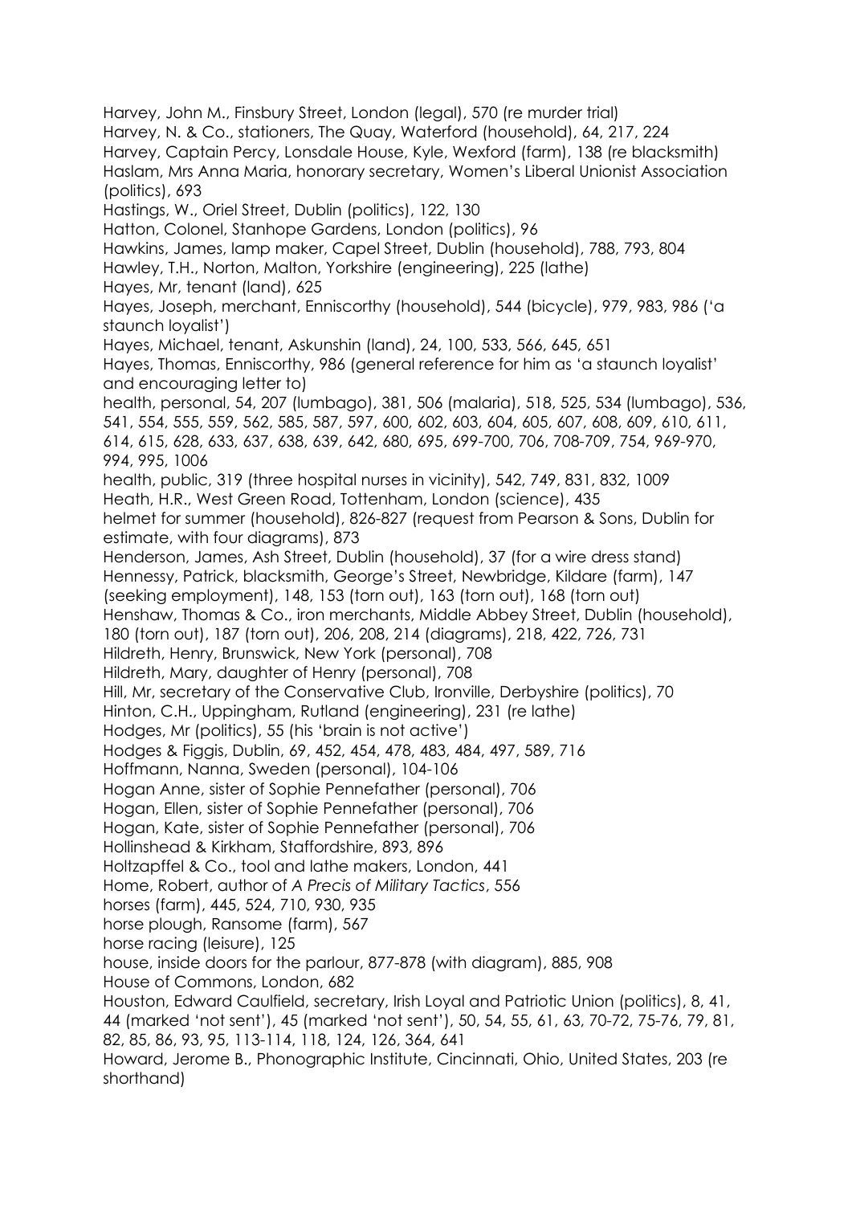Harvey, John M., Finsbury Street, London (legal), 570 (re murder trial)

Harvey, N. & Co., stationers, The Quay, Waterford (household), 64, 217, 224

Harvey, Captain Percy, Lonsdale House, Kyle, Wexford (farm), 138 (re blacksmith)

Haslam, Mrs Anna Maria, honorary secretary, Women's Liberal Unionist Association (politics), 693

Hastings, W., Oriel Street, Dublin (politics), 122, 130

Hatton, Colonel, Stanhope Gardens, London (politics), 96

Hawkins, James, lamp maker, Capel Street, Dublin (household), 788, 793, 804

Hawley, T.H., Norton, Malton, Yorkshire (engineering), 225 (lathe)

Hayes, Mr, tenant (land), 625

Hayes, Joseph, merchant, Enniscorthy (household), 544 (bicycle), 979, 983, 986 ('a staunch loyalist')

Hayes, Michael, tenant, Askunshin (land), 24, 100, 533, 566, 645, 651

Hayes, Thomas, Enniscorthy, 986 (general reference for him as 'a staunch loyalist' and encouraging letter to)

health, personal, 54, 207 (lumbago), 381, 506 (malaria), 518, 525, 534 (lumbago), 536, 541, 554, 555, 559, 562, 585, 587, 597, 600, 602, 603, 604, 605, 607, 608, 609, 610, 611, 614, 615, 628, 633, 637, 638, 639, 642, 680, 695, 699-700, 706, 708-709, 754, 969-970, 994, 995, 1006

health, public, 319 (three hospital nurses in vicinity), 542, 749, 831, 832, 1009

Heath, H.R., West Green Road, Tottenham, London (science), 435

helmet for summer (household), 826-827 (request from Pearson & Sons, Dublin for estimate, with four diagrams), 873

Henderson, James, Ash Street, Dublin (household), 37 (for a wire dress stand)

Hennessy, Patrick, blacksmith, George's Street, Newbridge, Kildare (farm), 147 (seeking employment), 148, 153 (torn out), 163 (torn out), 168 (torn out)

Henshaw, Thomas & Co., iron merchants, Middle Abbey Street, Dublin (household), 180 (torn out), 187 (torn out), 206, 208, 214 (diagrams), 218, 422, 726, 731

Hildreth, Henry, Brunswick, New York (personal), 708

Hildreth, Mary, daughter of Henry (personal), 708

Hill, Mr, secretary of the Conservative Club, Ironville, Derbyshire (politics), 70

Hinton, C.H., Uppingham, Rutland (engineering), 231 (re lathe)

Hodges, Mr (politics), 55 (his 'brain is not active')

Hodges & Figgis, Dublin, 69, 452, 454, 478, 483, 484, 497, 589, 716

Hoffmann, Nanna, Sweden (personal), 104-106

Hogan Anne, sister of Sophie Pennefather (personal), 706

Hogan, Ellen, sister of Sophie Pennefather (personal), 706

Hogan, Kate, sister of Sophie Pennefather (personal), 706

Hollinshead & Kirkham, Staffordshire, 893, 896

Holtzapffel & Co., tool and lathe makers, London, 441

Home, Robert, author of *A Precis of Military Tactics*, 556

horses (farm), 445, 524, 710, 930, 935

horse plough, Ransome (farm), 567

horse racing (leisure), 125

house, inside doors for the parlour, 877-878 (with diagram), 885, 908

House of Commons, London, 682

Houston, Edward Caulfield, secretary, Irish Loyal and Patriotic Union (politics), 8, 41, 44 (marked 'not sent'), 45 (marked 'not sent'), 50, 54, 55, 61, 63, 70-72, 75-76, 79, 81, 82, 85, 86, 93, 95, 113-114, 118, 124, 126, 364, 641

Howard, Jerome B., Phonographic Institute, Cincinnati, Ohio, United States, 203 (re shorthand)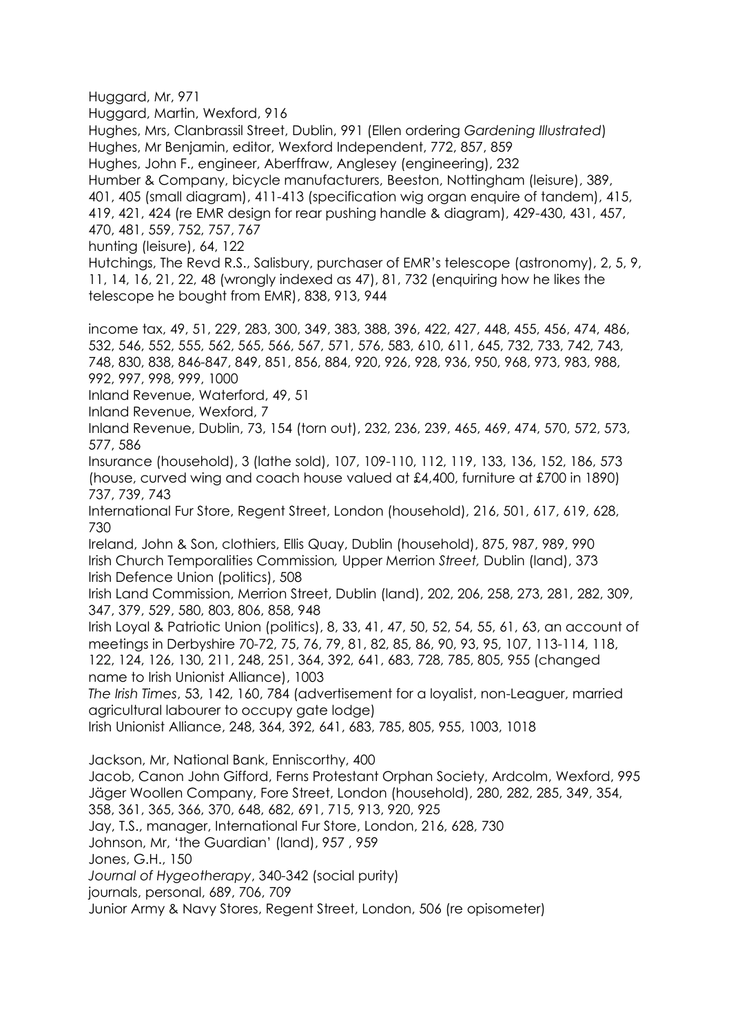Huggard, Mr, 971

Huggard, Martin, Wexford, 916

Hughes, Mrs, Clanbrassil Street, Dublin, 991 (Ellen ordering *Gardening Illustrated*)

Hughes, Mr Benjamin, editor, Wexford Independent, 772, 857, 859

Hughes, John F., engineer, Aberffraw, Anglesey (engineering), 232

Humber & Company, bicycle manufacturers, Beeston, Nottingham (leisure), 389, 401, 405 (small diagram), 411-413 (specification wig organ enquire of tandem), 415, 419, 421, 424 (re EMR design for rear pushing handle & diagram), 429-430, 431, 457, 470, 481, 559, 752, 757, 767

hunting (leisure), 64, 122

Hutchings, The Revd R.S., Salisbury, purchaser of EMR's telescope (astronomy), 2, 5, 9, 11, 14, 16, 21, 22, 48 (wrongly indexed as 47), 81, 732 (enquiring how he likes the telescope he bought from EMR), 838, 913, 944

income tax, 49, 51, 229, 283, 300, 349, 383, 388, 396, 422, 427, 448, 455, 456, 474, 486, 532, 546, 552, 555, 562, 565, 566, 567, 571, 576, 583, 610, 611, 645, 732, 733, 742, 743, 748, 830, 838, 846-847, 849, 851, 856, 884, 920, 926, 928, 936, 950, 968, 973, 983, 988, 992, 997, 998, 999, 1000

Inland Revenue, Waterford, 49, 51

Inland Revenue, Wexford, 7

Inland Revenue, Dublin, 73, 154 (torn out), 232, 236, 239, 465, 469, 474, 570, 572, 573, 577, 586

Insurance (household), 3 (lathe sold), 107, 109-110, 112, 119, 133, 136, 152, 186, 573 (house, curved wing and coach house valued at £4,400, furniture at £700 in 1890) 737, 739, 743

International Fur Store, Regent Street, London (household), 216, 501, 617, 619, 628, 730

Ireland, John & Son, clothiers, Ellis Quay, Dublin (household), 875, 987, 989, 990

Irish Church Temporalities Commission*,* Upper Merrion *Street,* Dublin (land), 373

Irish Defence Union (politics), 508

Irish Land Commission, Merrion Street, Dublin (land), 202, 206, 258, 273, 281, 282, 309, 347, 379, 529, 580, 803, 806, 858, 948

Irish Loyal & Patriotic Union (politics), 8, 33, 41, 47, 50, 52, 54, 55, 61, 63, an account of meetings in Derbyshire 70-72, 75, 76, 79, 81, 82, 85, 86, 90, 93, 95, 107, 113-114, 118, 122, 124, 126, 130, 211, 248, 251, 364, 392, 641, 683, 728, 785, 805, 955 (changed name to Irish Unionist Alliance), 1003

*The Irish Times*, 53, 142, 160, 784 (advertisement for a loyalist, non-Leaguer, married agricultural labourer to occupy gate lodge)

Irish Unionist Alliance, 248, 364, 392, 641, 683, 785, 805, 955, 1003, 1018

Jackson, Mr, National Bank, Enniscorthy, 400

Jacob, Canon John Gifford, Ferns Protestant Orphan Society, Ardcolm, Wexford, 995

Jäger Woollen Company, Fore Street, London (household), 280, 282, 285, 349, 354, 358, 361, 365, 366, 370, 648, 682, 691, 715, 913, 920, 925

Jay, T.S., manager, International Fur Store, London, 216, 628, 730

Johnson, Mr, 'the Guardian' (land), 957 , 959

Jones, G.H., 150

*Journal of Hygeotherapy*, 340-342 (social purity)

journals, personal, 689, 706, 709

Junior Army & Navy Stores, Regent Street, London, 506 (re opisometer)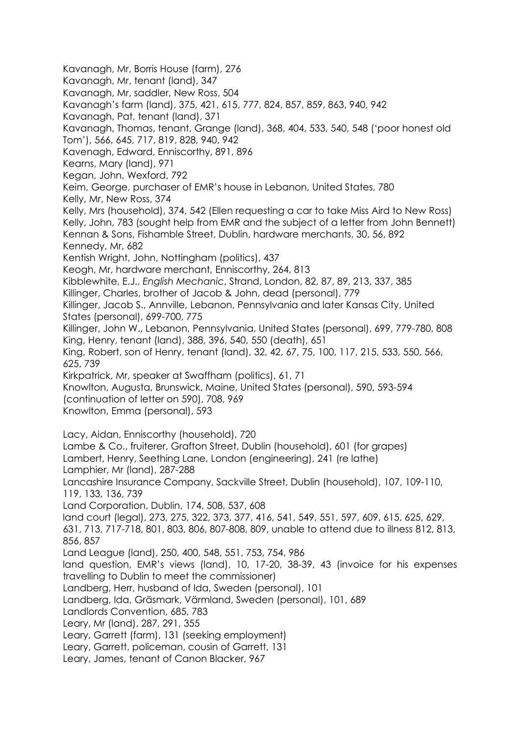Kavanagh, Mr, Borris House (farm), 276

Kavanagh, Mr, tenant (land), 347

Kavanagh, Mr, saddler, New Ross, 504

Kavanagh's farm (land), 375, 421, 615, 777, 824, 857, 859, 863, 940, 942

Kavanagh, Pat, tenant (land), 371

Kavanagh, Thomas, tenant, Grange (land), 368, 404, 533, 540, 548 ('poor honest old Tom'), 566, 645, 717, 819, 828, 940, 942

Kavenagh, Edward, Enniscorthy, 891, 896

Kearns, Mary (land), 971

Kegan, John, Wexford, 792

Keim, George, purchaser of EMR's house in Lebanon, United States, 780

Kelly, Mr, New Ross, 374

Kelly, Mrs (household), 374, 542 (Ellen requesting a car to take Miss Aird to New Ross)

Kelly, John, 783 (sought help from EMR and the subject of a letter from John Bennett)

Kennan & Sons, Fishamble Street, Dublin, hardware merchants, 30, 56, 892

Kennedy, Mr, 682

Kentish Wright, John, Nottingham (politics), 437

Keogh, Mr, hardware merchant, Enniscorthy, 264, 813

Kibblewhite, E.J., *English Mechanic*, Strand, London, 82, 87, 89, 213, 337, 385

Killinger, Charles, brother of Jacob & John, dead (personal), 779

Killinger, Jacob S., Annville, Lebanon, Pennsylvania and later Kansas City, United States (personal), 699-700, 775

Killinger, John W., Lebanon, Pennsylvania, United States (personal), 699, 779-780, 808

King, Henry, tenant (land), 388, 396, 540, 550 (death), 651

King, Robert, son of Henry, tenant (land), 32, 42, 67, 75, 100, 117, 215, 533, 550, 566, 625, 739

Kirkpatrick, Mr, speaker at Swaffham (politics), 61, 71

Knowlton, Augusta, Brunswick, Maine, United States (personal), 590, 593-594 (continuation of letter on 590), 708, 969

Knowlton, Emma (personal), 593

Lacy, Aidan, Enniscorthy (household), 720

Lambe & Co., fruiterer, Grafton Street, Dublin (household), 601 (for grapes)

Lambert, Henry, Seething Lane, London (engineering), 241 (re lathe)

Lamphier, Mr (land), 287-288

Lancashire Insurance Company, Sackville Street, Dublin (household), 107, 109-110, 119, 133, 136, 739

Land Corporation, Dublin, 174, 508, 537, 608

land court (legal), 273, 275, 322, 373, 377, 416, 541, 549, 551, 597, 609, 615, 625, 629, 631, 713, 717-718, 801, 803, 806, 807-808, 809, unable to attend due to illness 812, 813, 856, 857

Land League (land), 250, 400, 548, 551, 753, 754, 986

land question, EMR's views (land), 10, 17-20, 38-39, 43 (invoice for his expenses travelling to Dublin to meet the commissioner)

Landberg, Herr, husband of Ida, Sweden (personal), 101

Landberg, Ida, Gräsmark, Värmland, Sweden (personal), 101, 689

Landlords Convention, 685, 783

Leary, Mr (land), 287, 291, 355

Leary, Garrett (farm), 131 (seeking employment)

Leary, Garrett, policeman, cousin of Garrett, 131

Leary, James, tenant of Canon Blacker, 967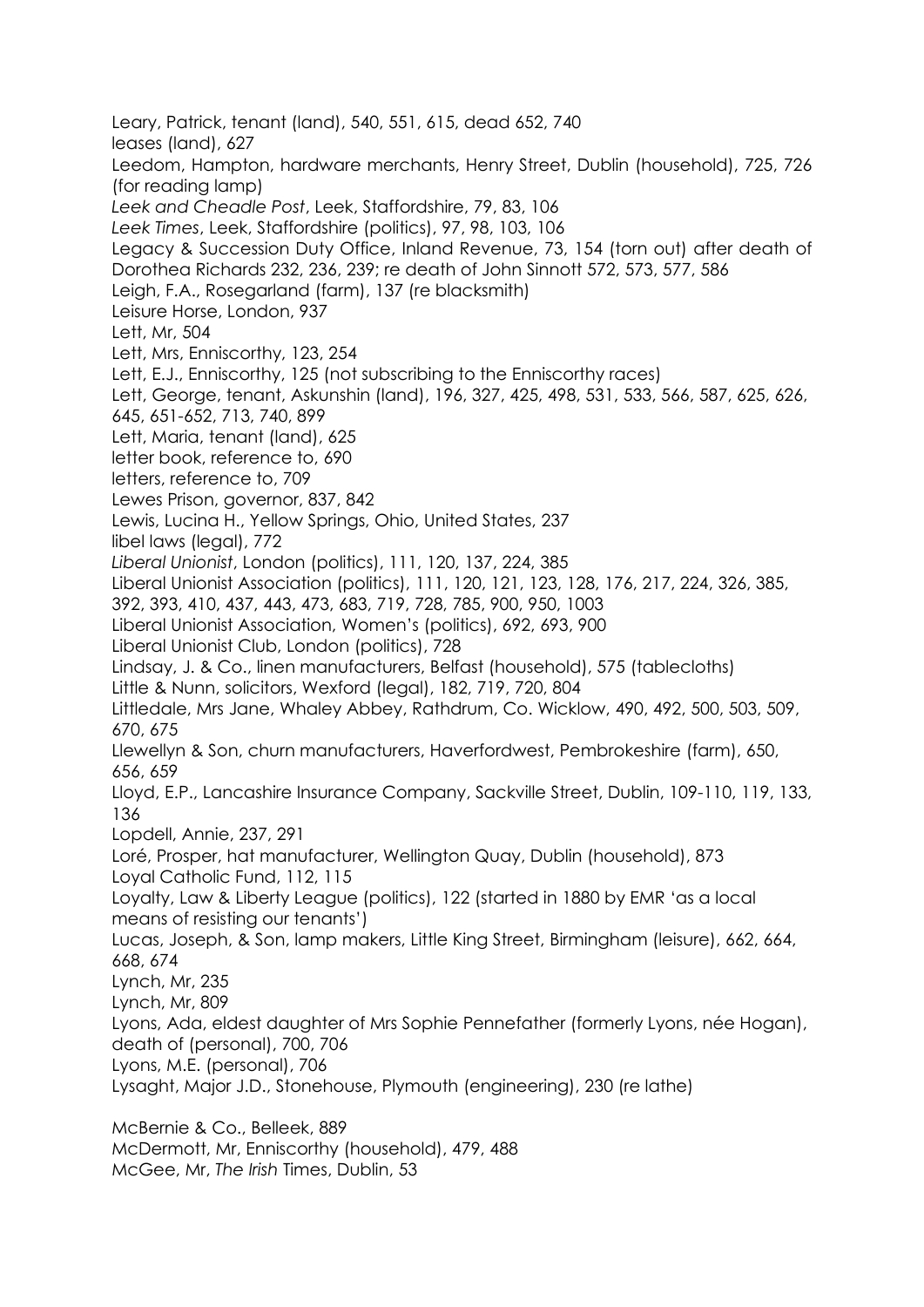Leary, Patrick, tenant (land), 540, 551, 615, dead 652, 740

leases (land), 627

Leedom, Hampton, hardware merchants, Henry Street, Dublin (household), 725, 726 (for reading lamp)

*Leek and Cheadle Post*, Leek, Staffordshire, 79, 83, 106

*Leek Times*, Leek, Staffordshire (politics), 97, 98, 103, 106

Legacy & Succession Duty Office, Inland Revenue, 73, 154 (torn out) after death of Dorothea Richards 232, 236, 239; re death of John Sinnott 572, 573, 577, 586

Leigh, F.A., Rosegarland (farm), 137 (re blacksmith)

Leisure Horse, London, 937

Lett, Mr, 504

Lett, Mrs, Enniscorthy, 123, 254

Lett, E.J., Enniscorthy, 125 (not subscribing to the Enniscorthy races)

Lett, George, tenant, Askunshin (land), 196, 327, 425, 498, 531, 533, 566, 587, 625, 626, 645, 651-652, 713, 740, 899

Lett, Maria, tenant (land), 625

letter book, reference to, 690

letters, reference to, 709

Lewes Prison, governor, 837, 842

Lewis, Lucina H., Yellow Springs, Ohio, United States, 237

libel laws (legal), 772

*Liberal Unionist*, London (politics), 111, 120, 137, 224, 385

Liberal Unionist Association (politics), 111, 120, 121, 123, 128, 176, 217, 224, 326, 385, 392, 393, 410, 437, 443, 473, 683, 719, 728, 785, 900, 950, 1003

Liberal Unionist Association, Women's (politics), 692, 693, 900

Liberal Unionist Club, London (politics), 728

Lindsay, J. & Co., linen manufacturers, Belfast (household), 575 (tablecloths)

Little & Nunn, solicitors, Wexford (legal), 182, 719, 720, 804

Littledale, Mrs Jane, Whaley Abbey, Rathdrum, Co. Wicklow, 490, 492, 500, 503, 509, 670, 675

Llewellyn & Son, churn manufacturers, Haverfordwest, Pembrokeshire (farm), 650, 656, 659

Lloyd, E.P., Lancashire Insurance Company, Sackville Street, Dublin, 109-110, 119, 133, 136

Lopdell, Annie, 237, 291

Loré, Prosper, hat manufacturer, Wellington Quay, Dublin (household), 873

Loyal Catholic Fund, 112, 115

Loyalty, Law & Liberty League (politics), 122 (started in 1880 by EMR 'as a local means of resisting our tenants')

Lucas, Joseph, & Son, lamp makers, Little King Street, Birmingham (leisure), 662, 664, 668, 674

Lynch, Mr, 235

Lynch, Mr, 809

Lyons, Ada, eldest daughter of Mrs Sophie Pennefather (formerly Lyons, née Hogan), death of (personal), 700, 706

Lyons, M.E. (personal), 706

Lysaght, Major J.D., Stonehouse, Plymouth (engineering), 230 (re lathe)

McBernie & Co., Belleek, 889

McDermott, Mr, Enniscorthy (household), 479, 488

McGee, Mr, *The Irish* Times, Dublin, 53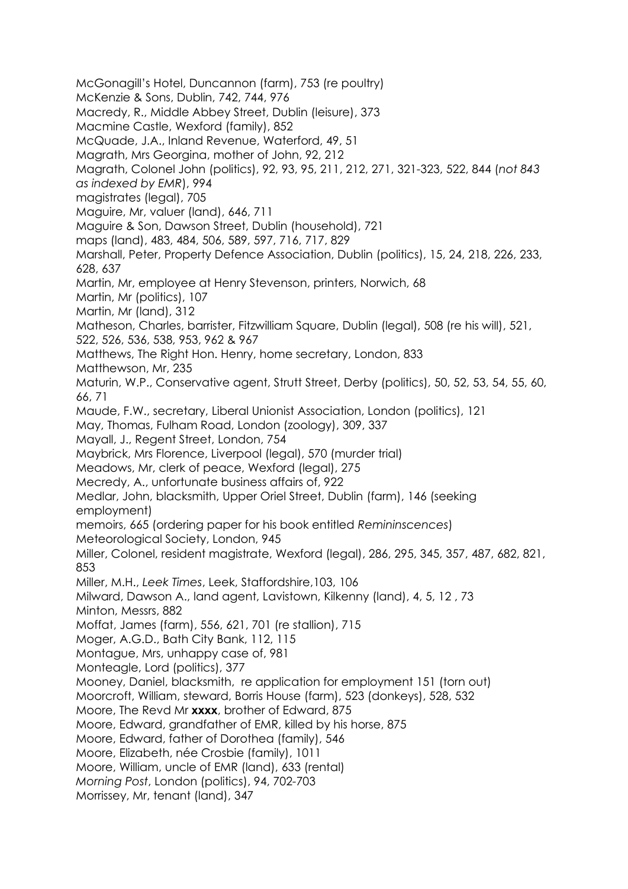McGonagill's Hotel, Duncannon (farm), 753 (re poultry)
McKenzie & Sons, Dublin, 742, 744, 976
Macredy, R., Middle Abbey Street, Dublin (leisure), 373
Macmine Castle, Wexford (family), 852
McQuade, J.A., Inland Revenue, Waterford, 49, 51
Magrath, Mrs Georgina, mother of John, 92, 212
Magrath, Colonel John (politics), 92, 93, 95, 211, 212, 271, 321-323, 522, 844 (*not 843 as indexed by EMR*), 994
magistrates (legal), 705
Maguire, Mr, valuer (land), 646, 711
Maguire & Son, Dawson Street, Dublin (household), 721
maps (land), 483, 484, 506, 589, 597, 716, 717, 829
Marshall, Peter, Property Defence Association, Dublin (politics), 15, 24, 218, 226, 233, 628, 637
Martin, Mr, employee at Henry Stevenson, printers, Norwich, 68
Martin, Mr (politics), 107
Martin, Mr (land), 312
Matheson, Charles, barrister, Fitzwilliam Square, Dublin (legal), 508 (re his will), 521, 522, 526, 536, 538, 953, 962 & 967
Matthews, The Right Hon. Henry, home secretary, London, 833
Matthewson, Mr, 235
Maturin, W.P., Conservative agent, Strutt Street, Derby (politics), 50, 52, 53, 54, 55, 60, 66, 71
Maude, F.W., secretary, Liberal Unionist Association, London (politics), 121
May, Thomas, Fulham Road, London (zoology), 309, 337
Mayall, J., Regent Street, London, 754
Maybrick, Mrs Florence, Liverpool (legal), 570 (murder trial)
Meadows, Mr, clerk of peace, Wexford (legal), 275
Mecredy, A., unfortunate business affairs of, 922
Medlar, John, blacksmith, Upper Oriel Street, Dublin (farm), 146 (seeking employment)
memoirs, 665 (ordering paper for his book entitled *Remininscences*)
Meteorological Society, London, 945
Miller, Colonel, resident magistrate, Wexford (legal), 286, 295, 345, 357, 487, 682, 821, 853
Miller, M.H., *Leek Times*, Leek, Staffordshire,103, 106
Milward, Dawson A., land agent, Lavistown, Kilkenny (land), 4, 5, 12 , 73
Minton, Messrs, 882
Moffat, James (farm), 556, 621, 701 (re stallion), 715
Moger, A.G.D., Bath City Bank, 112, 115
Montague, Mrs, unhappy case of, 981
Monteagle, Lord (politics), 377
Mooney, Daniel, blacksmith, re application for employment 151 (torn out)
Moorcroft, William, steward, Borris House (farm), 523 (donkeys), 528, 532
Moore, The Revd Mr **xxxx**, brother of Edward, 875
Moore, Edward, grandfather of EMR, killed by his horse, 875
Moore, Edward, father of Dorothea (family), 546
Moore, Elizabeth, née Crosbie (family), 1011
Moore, William, uncle of EMR (land), 633 (rental)
*Morning Post*, London (politics), 94, 702-703
Morrissey, Mr, tenant (land), 347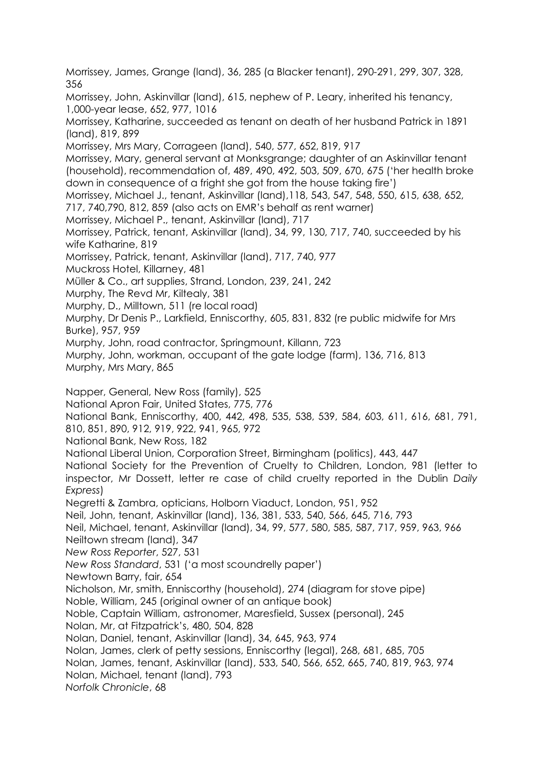Morrissey, James, Grange (land), 36, 285 (a Blacker tenant), 290-291, 299, 307, 328, 356

Morrissey, John, Askinvillar (land), 615, nephew of P. Leary, inherited his tenancy, 1,000-year lease, 652, 977, 1016

Morrissey, Katharine, succeeded as tenant on death of her husband Patrick in 1891 (land), 819, 899

Morrissey, Mrs Mary, Corrageen (land), 540, 577, 652, 819, 917

Morrissey, Mary, general servant at Monksgrange; daughter of an Askinvillar tenant (household), recommendation of, 489, 490, 492, 503, 509, 670, 675 ('her health broke down in consequence of a fright she got from the house taking fire')

Morrissey, Michael J., tenant, Askinvillar (land),118, 543, 547, 548, 550, 615, 638, 652, 717, 740,790, 812, 859 (also acts on EMR's behalf as rent warner)

Morrissey, Michael P., tenant, Askinvillar (land), 717

Morrissey, Patrick, tenant, Askinvillar (land), 34, 99, 130, 717, 740, succeeded by his wife Katharine, 819

Morrissey, Patrick, tenant, Askinvillar (land), 717, 740, 977

Muckross Hotel, Killarney, 481

Müller & Co., art supplies, Strand, London, 239, 241, 242

Murphy, The Revd Mr, Kiltealy, 381

Murphy, D., Milltown, 511 (re local road)

Murphy, Dr Denis P., Larkfield, Enniscorthy, 605, 831, 832 (re public midwife for Mrs Burke), 957, 959

Murphy, John, road contractor, Springmount, Killann, 723

Murphy, John, workman, occupant of the gate lodge (farm), 136, 716, 813

Murphy, Mrs Mary, 865

Napper, General, New Ross (family), 525

National Apron Fair, United States, 775, 776

National Bank, Enniscorthy, 400, 442, 498, 535, 538, 539, 584, 603, 611, 616, 681, 791, 810, 851, 890, 912, 919, 922, 941, 965, 972

National Bank, New Ross, 182

National Liberal Union, Corporation Street, Birmingham (politics), 443, 447

National Society for the Prevention of Cruelty to Children, London, 981 (letter to inspector, Mr Dossett, letter re case of child cruelty reported in the Dublin *Daily Express*)

Negretti & Zambra, opticians, Holborn Viaduct, London, 951, 952

Neil, John, tenant, Askinvillar (land), 136, 381, 533, 540, 566, 645, 716, 793

Neil, Michael, tenant, Askinvillar (land), 34, 99, 577, 580, 585, 587, 717, 959, 963, 966

Neiltown stream (land), 347

*New Ross Reporter*, 527, 531

*New Ross Standard*, 531 ('a most scoundrelly paper')

Newtown Barry, fair, 654

Nicholson, Mr, smith, Enniscorthy (household), 274 (diagram for stove pipe)

Noble, William, 245 (original owner of an antique book)

Noble, Captain William, astronomer, Maresfield, Sussex (personal), 245

Nolan, Mr, at Fitzpatrick's, 480, 504, 828

Nolan, Daniel, tenant, Askinvillar (land), 34, 645, 963, 974

Nolan, James, clerk of petty sessions, Enniscorthy (legal), 268, 681, 685, 705

Nolan, James, tenant, Askinvillar (land), 533, 540, 566, 652, 665, 740, 819, 963, 974

Nolan, Michael, tenant (land), 793

*Norfolk Chronicle*, 68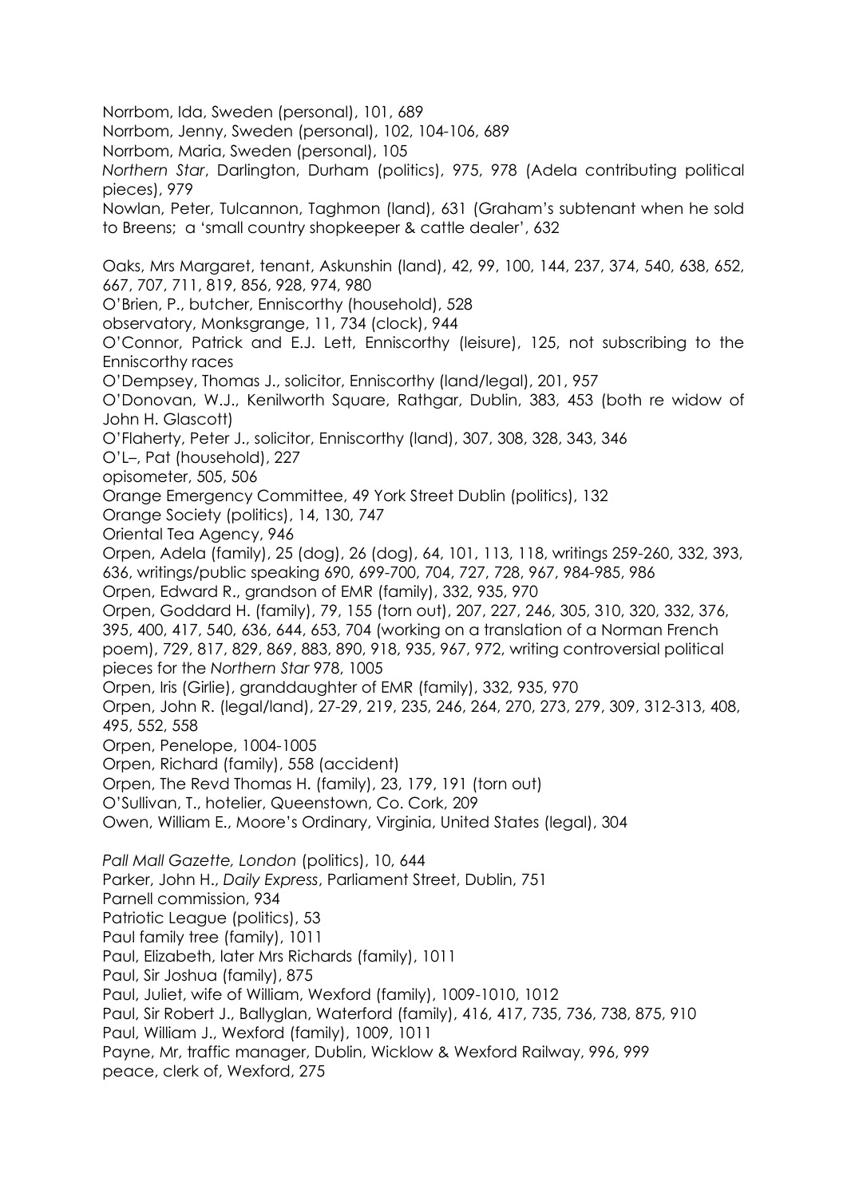Norrbom, Ida, Sweden (personal), 101, 689

Norrbom, Jenny, Sweden (personal), 102, 104-106, 689

Norrbom, Maria, Sweden (personal), 105

*Northern Star*, Darlington, Durham (politics), 975, 978 (Adela contributing political pieces), 979

Nowlan, Peter, Tulcannon, Taghmon (land), 631 (Graham's subtenant when he sold to Breens; a 'small country shopkeeper & cattle dealer', 632

Oaks, Mrs Margaret, tenant, Askunshin (land), 42, 99, 100, 144, 237, 374, 540, 638, 652, 667, 707, 711, 819, 856, 928, 974, 980

O'Brien, P., butcher, Enniscorthy (household), 528

observatory, Monksgrange, 11, 734 (clock), 944

O'Connor, Patrick and E.J. Lett, Enniscorthy (leisure), 125, not subscribing to the Enniscorthy races

O'Dempsey, Thomas J., solicitor, Enniscorthy (land/legal), 201, 957

O'Donovan, W.J., Kenilworth Square, Rathgar, Dublin, 383, 453 (both re widow of John H. Glascott)

O'Flaherty, Peter J., solicitor, Enniscorthy (land), 307, 308, 328, 343, 346

O'L–, Pat (household), 227

opisometer, 505, 506

Orange Emergency Committee, 49 York Street Dublin (politics), 132

Orange Society (politics), 14, 130, 747

Oriental Tea Agency, 946

Orpen, Adela (family), 25 (dog), 26 (dog), 64, 101, 113, 118, writings 259-260, 332, 393, 636, writings/public speaking 690, 699-700, 704, 727, 728, 967, 984-985, 986

Orpen, Edward R., grandson of EMR (family), 332, 935, 970

Orpen, Goddard H. (family), 79, 155 (torn out), 207, 227, 246, 305, 310, 320, 332, 376, 395, 400, 417, 540, 636, 644, 653, 704 (working on a translation of a Norman French poem), 729, 817, 829, 869, 883, 890, 918, 935, 967, 972, writing controversial political pieces for the *Northern Star* 978, 1005

Orpen, Iris (Girlie), granddaughter of EMR (family), 332, 935, 970

Orpen, John R. (legal/land), 27-29, 219, 235, 246, 264, 270, 273, 279, 309, 312-313, 408, 495, 552, 558

Orpen, Penelope, 1004-1005

Orpen, Richard (family), 558 (accident)

Orpen, The Revd Thomas H. (family), 23, 179, 191 (torn out)

O'Sullivan, T., hotelier, Queenstown, Co. Cork, 209

Owen, William E., Moore's Ordinary, Virginia, United States (legal), 304

*Pall Mall Gazette, London* (politics), 10, 644

Parker, John H., *Daily Express*, Parliament Street, Dublin, 751

Parnell commission, 934

Patriotic League (politics), 53

Paul family tree (family), 1011

Paul, Elizabeth, later Mrs Richards (family), 1011

Paul, Sir Joshua (family), 875

Paul, Juliet, wife of William, Wexford (family), 1009-1010, 1012

Paul, Sir Robert J., Ballyglan, Waterford (family), 416, 417, 735, 736, 738, 875, 910

Paul, William J., Wexford (family), 1009, 1011

Payne, Mr, traffic manager, Dublin, Wicklow & Wexford Railway, 996, 999

peace, clerk of, Wexford, 275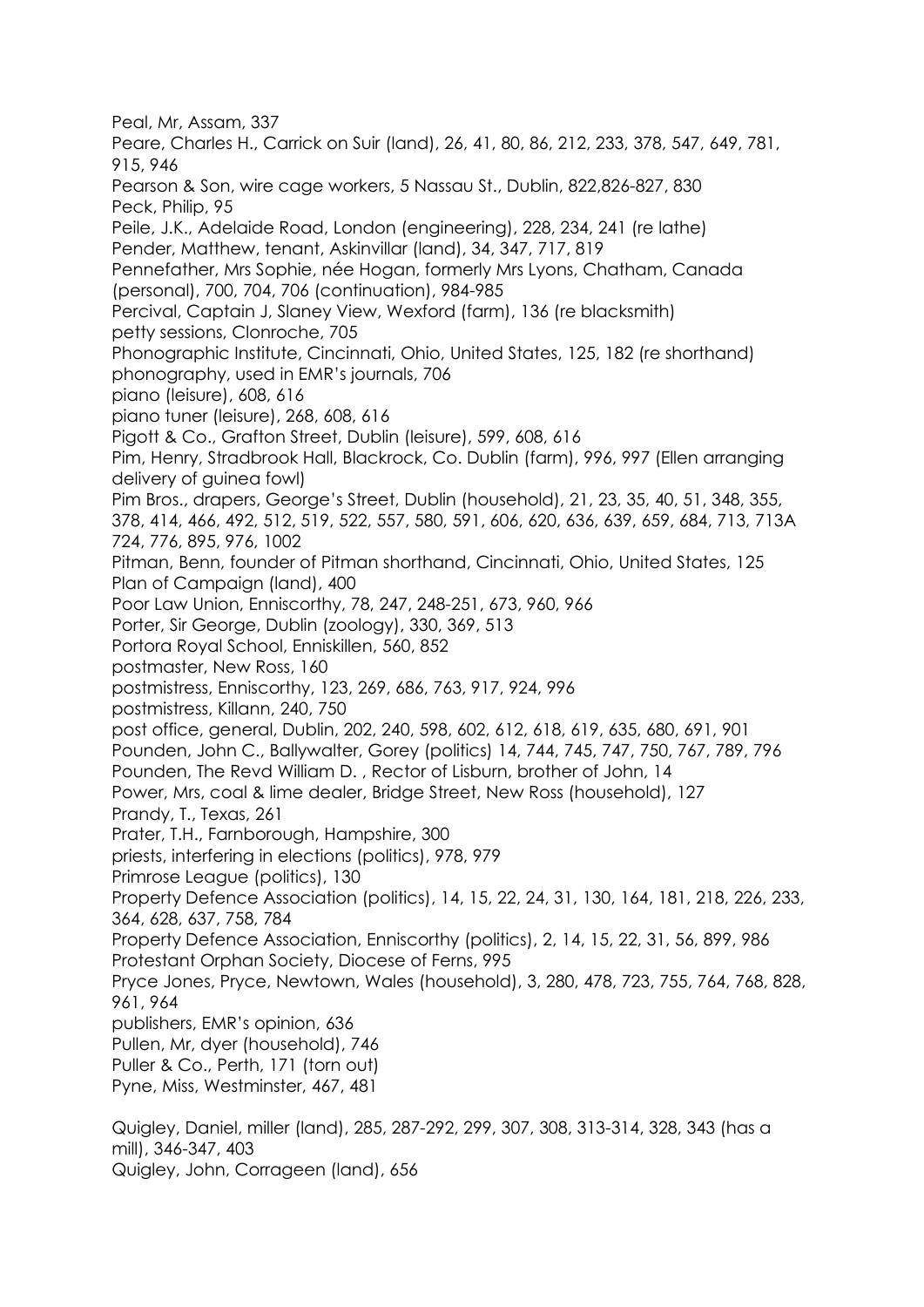Peal, Mr, Assam, 337
Peare, Charles H., Carrick on Suir (land), 26, 41, 80, 86, 212, 233, 378, 547, 649, 781, 915, 946
Pearson & Son, wire cage workers, 5 Nassau St., Dublin, 822,826-827, 830
Peck, Philip, 95
Peile, J.K., Adelaide Road, London (engineering), 228, 234, 241 (re lathe)
Pender, Matthew, tenant, Askinvillar (land), 34, 347, 717, 819
Pennefather, Mrs Sophie, née Hogan, formerly Mrs Lyons, Chatham, Canada (personal), 700, 704, 706 (continuation), 984-985
Percival, Captain J, Slaney View, Wexford (farm), 136 (re blacksmith)
petty sessions, Clonroche, 705
Phonographic Institute, Cincinnati, Ohio, United States, 125, 182 (re shorthand)
phonography, used in EMR's journals, 706
piano (leisure), 608, 616
piano tuner (leisure), 268, 608, 616
Pigott & Co., Grafton Street, Dublin (leisure), 599, 608, 616
Pim, Henry, Stradbrook Hall, Blackrock, Co. Dublin (farm), 996, 997 (Ellen arranging delivery of guinea fowl)
Pim Bros., drapers, George's Street, Dublin (household), 21, 23, 35, 40, 51, 348, 355, 378, 414, 466, 492, 512, 519, 522, 557, 580, 591, 606, 620, 636, 639, 659, 684, 713, 713A 724, 776, 895, 976, 1002
Pitman, Benn, founder of Pitman shorthand, Cincinnati, Ohio, United States, 125
Plan of Campaign (land), 400
Poor Law Union, Enniscorthy, 78, 247, 248-251, 673, 960, 966
Porter, Sir George, Dublin (zoology), 330, 369, 513
Portora Royal School, Enniskillen, 560, 852
postmaster, New Ross, 160
postmistress, Enniscorthy, 123, 269, 686, 763, 917, 924, 996
postmistress, Killann, 240, 750
post office, general, Dublin, 202, 240, 598, 602, 612, 618, 619, 635, 680, 691, 901
Pounden, John C., Ballywalter, Gorey (politics) 14, 744, 745, 747, 750, 767, 789, 796
Pounden, The Revd William D. , Rector of Lisburn, brother of John, 14
Power, Mrs, coal & lime dealer, Bridge Street, New Ross (household), 127
Prandy, T., Texas, 261
Prater, T.H., Farnborough, Hampshire, 300
priests, interfering in elections (politics), 978, 979
Primrose League (politics), 130
Property Defence Association (politics), 14, 15, 22, 24, 31, 130, 164, 181, 218, 226, 233, 364, 628, 637, 758, 784
Property Defence Association, Enniscorthy (politics), 2, 14, 15, 22, 31, 56, 899, 986
Protestant Orphan Society, Diocese of Ferns, 995
Pryce Jones, Pryce, Newtown, Wales (household), 3, 280, 478, 723, 755, 764, 768, 828, 961, 964
publishers, EMR's opinion, 636
Pullen, Mr, dyer (household), 746
Puller & Co., Perth, 171 (torn out)
Pyne, Miss, Westminster, 467, 481

Quigley, Daniel, miller (land), 285, 287-292, 299, 307, 308, 313-314, 328, 343 (has a mill), 346-347, 403
Quigley, John, Corrageen (land), 656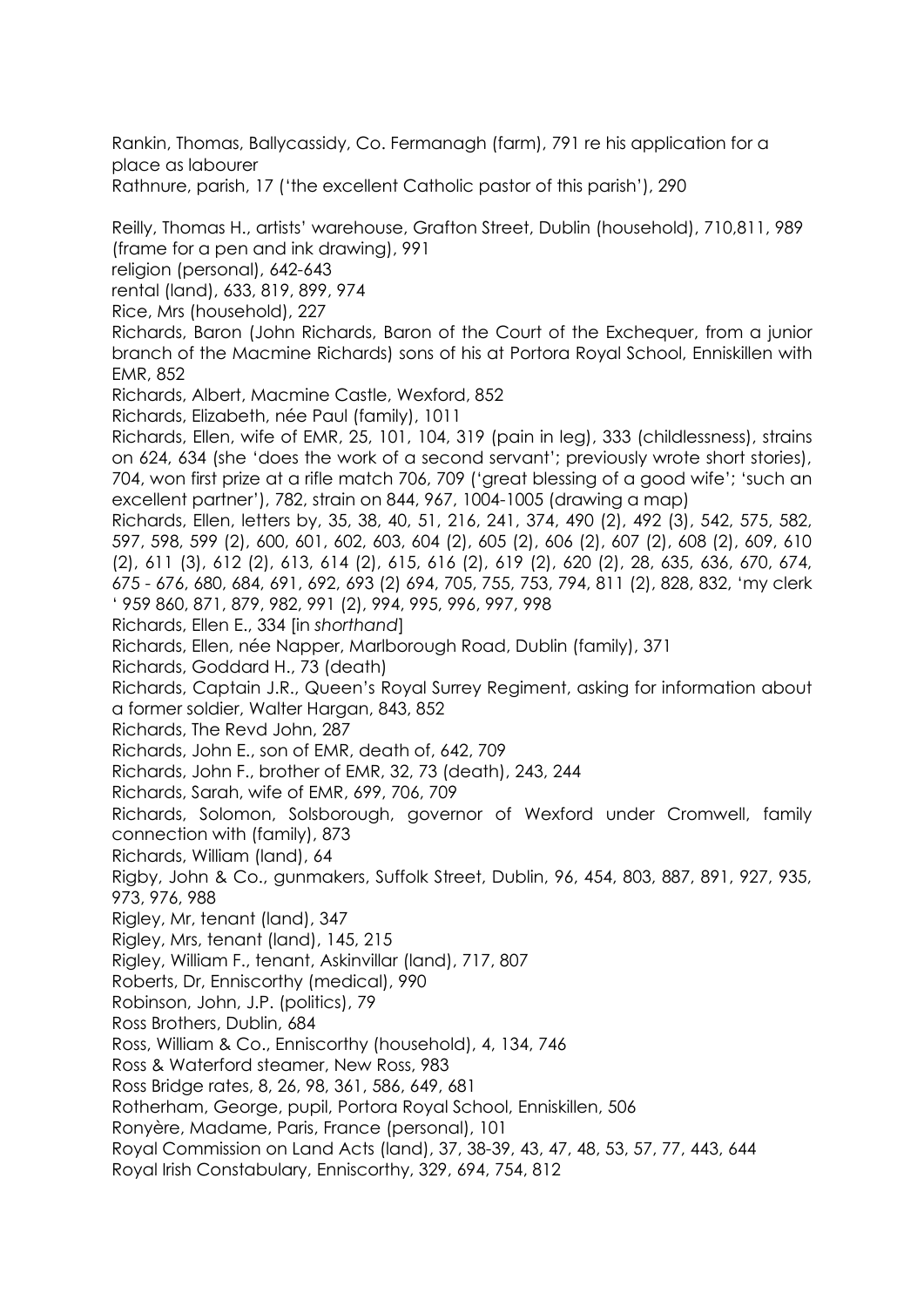Rankin, Thomas, Ballycassidy, Co. Fermanagh (farm), 791 re his application for a place as labourer

Rathnure, parish, 17 ('the excellent Catholic pastor of this parish'), 290

Reilly, Thomas H., artists' warehouse, Grafton Street, Dublin (household), 710,811, 989 (frame for a pen and ink drawing), 991

religion (personal), 642-643

rental (land), 633, 819, 899, 974

Rice, Mrs (household), 227

Richards, Baron (John Richards, Baron of the Court of the Exchequer, from a junior branch of the Macmine Richards) sons of his at Portora Royal School, Enniskillen with EMR, 852

Richards, Albert, Macmine Castle, Wexford, 852

Richards, Elizabeth, née Paul (family), 1011

Richards, Ellen, wife of EMR, 25, 101, 104, 319 (pain in leg), 333 (childlessness), strains on 624, 634 (she 'does the work of a second servant'; previously wrote short stories), 704, won first prize at a rifle match 706, 709 ('great blessing of a good wife'; 'such an excellent partner'), 782, strain on 844, 967, 1004-1005 (drawing a map)

Richards, Ellen, letters by, 35, 38, 40, 51, 216, 241, 374, 490 (2), 492 (3), 542, 575, 582, 597, 598, 599 (2), 600, 601, 602, 603, 604 (2), 605 (2), 606 (2), 607 (2), 608 (2), 609, 610 (2), 611 (3), 612 (2), 613, 614 (2), 615, 616 (2), 619 (2), 620 (2), 28, 635, 636, 670, 674, 675 - 676, 680, 684, 691, 692, 693 (2) 694, 705, 755, 753, 794, 811 (2), 828, 832, 'my clerk ' 959 860, 871, 879, 982, 991 (2), 994, 995, 996, 997, 998

Richards, Ellen E., 334 [in *shorthand*]

Richards, Ellen, née Napper, Marlborough Road, Dublin (family), 371

Richards, Goddard H., 73 (death)

Richards, Captain J.R., Queen's Royal Surrey Regiment, asking for information about a former soldier, Walter Hargan, 843, 852

Richards, The Revd John, 287

Richards, John E., son of EMR, death of, 642, 709

Richards, John F., brother of EMR, 32, 73 (death), 243, 244

Richards, Sarah, wife of EMR, 699, 706, 709

Richards, Solomon, Solsborough, governor of Wexford under Cromwell, family connection with (family), 873

Richards, William (land), 64

Rigby, John & Co., gunmakers, Suffolk Street, Dublin, 96, 454, 803, 887, 891, 927, 935, 973, 976, 988

Rigley, Mr, tenant (land), 347

Rigley, Mrs, tenant (land), 145, 215

Rigley, William F., tenant, Askinvillar (land), 717, 807

Roberts, Dr, Enniscorthy (medical), 990

Robinson, John, J.P. (politics), 79

Ross Brothers, Dublin, 684

Ross, William & Co., Enniscorthy (household), 4, 134, 746

Ross & Waterford steamer, New Ross, 983

Ross Bridge rates, 8, 26, 98, 361, 586, 649, 681

Rotherham, George, pupil, Portora Royal School, Enniskillen, 506

Ronyère, Madame, Paris, France (personal), 101

Royal Commission on Land Acts (land), 37, 38-39, 43, 47, 48, 53, 57, 77, 443, 644

Royal Irish Constabulary, Enniscorthy, 329, 694, 754, 812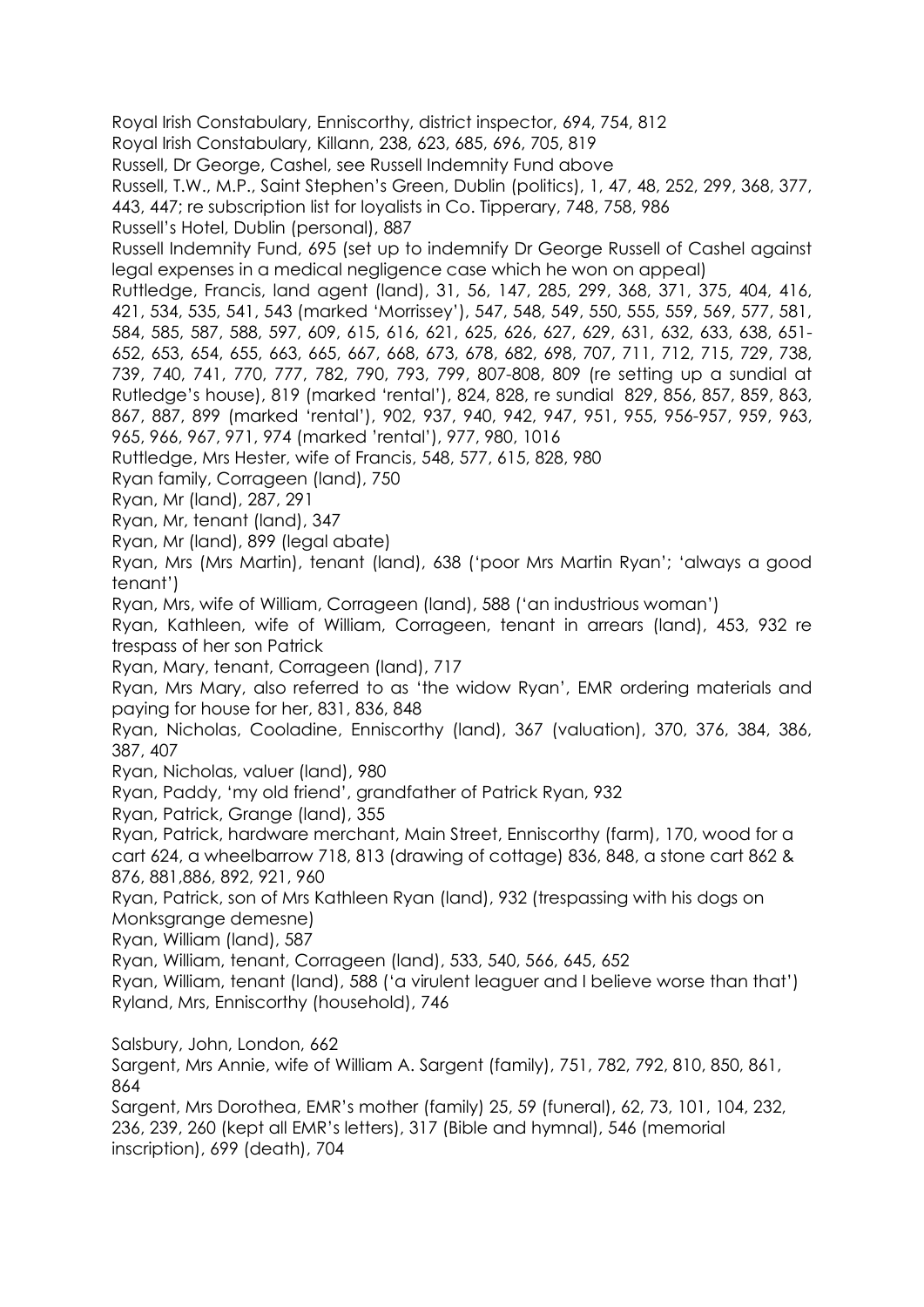Royal Irish Constabulary, Enniscorthy, district inspector, 694, 754, 812

Royal Irish Constabulary, Killann, 238, 623, 685, 696, 705, 819

Russell, Dr George, Cashel, see Russell Indemnity Fund above

Russell, T.W., M.P., Saint Stephen's Green, Dublin (politics), 1, 47, 48, 252, 299, 368, 377, 443, 447; re subscription list for loyalists in Co. Tipperary, 748, 758, 986

Russell's Hotel, Dublin (personal), 887

Russell Indemnity Fund, 695 (set up to indemnify Dr George Russell of Cashel against legal expenses in a medical negligence case which he won on appeal)

Ruttledge, Francis, land agent (land), 31, 56, 147, 285, 299, 368, 371, 375, 404, 416, 421, 534, 535, 541, 543 (marked 'Morrissey'), 547, 548, 549, 550, 555, 559, 569, 577, 581, 584, 585, 587, 588, 597, 609, 615, 616, 621, 625, 626, 627, 629, 631, 632, 633, 638, 651-652, 653, 654, 655, 663, 665, 667, 668, 673, 678, 682, 698, 707, 711, 712, 715, 729, 738, 739, 740, 741, 770, 777, 782, 790, 793, 799, 807-808, 809 (re setting up a sundial at Rutledge's house), 819 (marked 'rental'), 824, 828, re sundial 829, 856, 857, 859, 863, 867, 887, 899 (marked 'rental'), 902, 937, 940, 942, 947, 951, 955, 956-957, 959, 963, 965, 966, 967, 971, 974 (marked 'rental'), 977, 980, 1016

Ruttledge, Mrs Hester, wife of Francis, 548, 577, 615, 828, 980

Ryan family, Corrageen (land), 750

Ryan, Mr (land), 287, 291

Ryan, Mr, tenant (land), 347

Ryan, Mr (land), 899 (legal abate)

Ryan, Mrs (Mrs Martin), tenant (land), 638 ('poor Mrs Martin Ryan'; 'always a good tenant')

Ryan, Mrs, wife of William, Corrageen (land), 588 ('an industrious woman')

Ryan, Kathleen, wife of William, Corrageen, tenant in arrears (land), 453, 932 re trespass of her son Patrick

Ryan, Mary, tenant, Corrageen (land), 717

Ryan, Mrs Mary, also referred to as 'the widow Ryan', EMR ordering materials and paying for house for her, 831, 836, 848

Ryan, Nicholas, Cooladine, Enniscorthy (land), 367 (valuation), 370, 376, 384, 386, 387, 407

Ryan, Nicholas, valuer (land), 980

Ryan, Paddy, 'my old friend', grandfather of Patrick Ryan, 932

Ryan, Patrick, Grange (land), 355

Ryan, Patrick, hardware merchant, Main Street, Enniscorthy (farm), 170, wood for a cart 624, a wheelbarrow 718, 813 (drawing of cottage) 836, 848, a stone cart 862 & 876, 881,886, 892, 921, 960

Ryan, Patrick, son of Mrs Kathleen Ryan (land), 932 (trespassing with his dogs on Monksgrange demesne)

Ryan, William (land), 587

Ryan, William, tenant, Corrageen (land), 533, 540, 566, 645, 652

Ryan, William, tenant (land), 588 ('a virulent leaguer and I believe worse than that')

Ryland, Mrs, Enniscorthy (household), 746

Salsbury, John, London, 662

Sargent, Mrs Annie, wife of William A. Sargent (family), 751, 782, 792, 810, 850, 861, 864

Sargent, Mrs Dorothea, EMR's mother (family) 25, 59 (funeral), 62, 73, 101, 104, 232, 236, 239, 260 (kept all EMR's letters), 317 (Bible and hymnal), 546 (memorial inscription), 699 (death), 704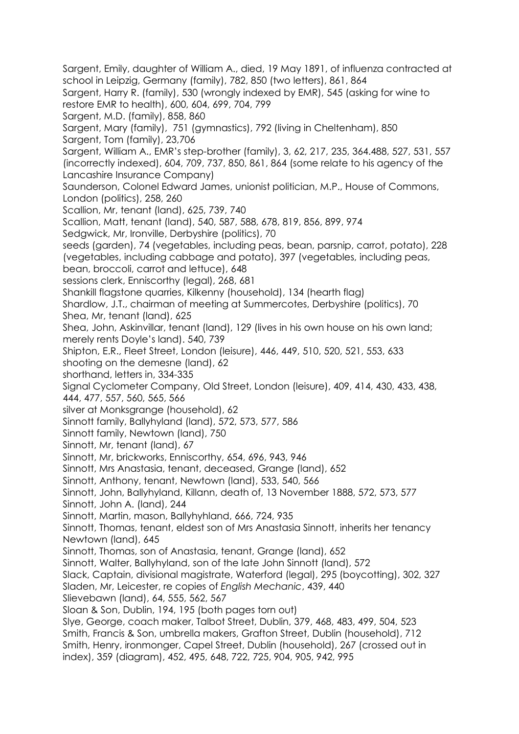Sargent, Emily, daughter of William A., died, 19 May 1891, of influenza contracted at school in Leipzig, Germany (family), 782, 850 (two letters), 861, 864

Sargent, Harry R. (family), 530 (wrongly indexed by EMR), 545 (asking for wine to restore EMR to health), 600, 604, 699, 704, 799

Sargent, M.D. (family), 858, 860

Sargent, Mary (family), 751 (gymnastics), 792 (living in Cheltenham), 850

Sargent, Tom (family), 23,706

Sargent, William A., EMR's step-brother (family), 3, 62, 217, 235, 364.488, 527, 531, 557 (incorrectly indexed), 604, 709, 737, 850, 861, 864 (some relate to his agency of the Lancashire Insurance Company)

Saunderson, Colonel Edward James, unionist politician, M.P., House of Commons, London (politics), 258, 260

Scallion, Mr, tenant (land), 625, 739, 740

Scallion, Matt, tenant (land), 540, 587, 588, 678, 819, 856, 899, 974

Sedgwick, Mr, Ironville, Derbyshire (politics), 70

seeds (garden), 74 (vegetables, including peas, bean, parsnip, carrot, potato), 228 (vegetables, including cabbage and potato), 397 (vegetables, including peas, bean, broccoli, carrot and lettuce), 648

sessions clerk, Enniscorthy (legal), 268, 681

Shankill flagstone quarries, Kilkenny (household), 134 (hearth flag)

Shardlow, J.T., chairman of meeting at Summercotes, Derbyshire (politics), 70

Shea, Mr, tenant (land), 625

Shea, John, Askinvillar, tenant (land), 129 (lives in his own house on his own land; merely rents Doyle's land). 540, 739

Shipton, E.R., Fleet Street, London (leisure), 446, 449, 510, 520, 521, 553, 633

shooting on the demesne (land), 62

shorthand, letters in, 334-335

Signal Cyclometer Company, Old Street, London (leisure), 409, 414, 430, 433, 438, 444, 477, 557, 560, 565, 566

silver at Monksgrange (household), 62

Sinnott family, Ballyhyland (land), 572, 573, 577, 586

Sinnott family, Newtown (land), 750

Sinnott, Mr, tenant (land), 67

Sinnott, Mr, brickworks, Enniscorthy, 654, 696, 943, 946

Sinnott, Mrs Anastasia, tenant, deceased, Grange (land), 652

Sinnott, Anthony, tenant, Newtown (land), 533, 540, 566

Sinnott, John, Ballyhyland, Killann, death of, 13 November 1888, 572, 573, 577

Sinnott, John A. (land), 244

Sinnott, Martin, mason, Ballyhyhland, 666, 724, 935

Sinnott, Thomas, tenant, eldest son of Mrs Anastasia Sinnott, inherits her tenancy Newtown (land), 645

Sinnott, Thomas, son of Anastasia, tenant, Grange (land), 652

Sinnott, Walter, Ballyhyland, son of the late John Sinnott (land), 572

Slack, Captain, divisional magistrate, Waterford (legal), 295 (boycotting), 302, 327

Sladen, Mr, Leicester, re copies of *English Mechanic*, 439, 440

Slievebawn (land), 64, 555, 562, 567

Sloan & Son, Dublin, 194, 195 (both pages torn out)

Slye, George, coach maker, Talbot Street, Dublin, 379, 468, 483, 499, 504, 523

Smith, Francis & Son, umbrella makers, Grafton Street, Dublin (household), 712

Smith, Henry, ironmonger, Capel Street, Dublin (household), 267 (crossed out in index), 359 (diagram), 452, 495, 648, 722, 725, 904, 905, 942, 995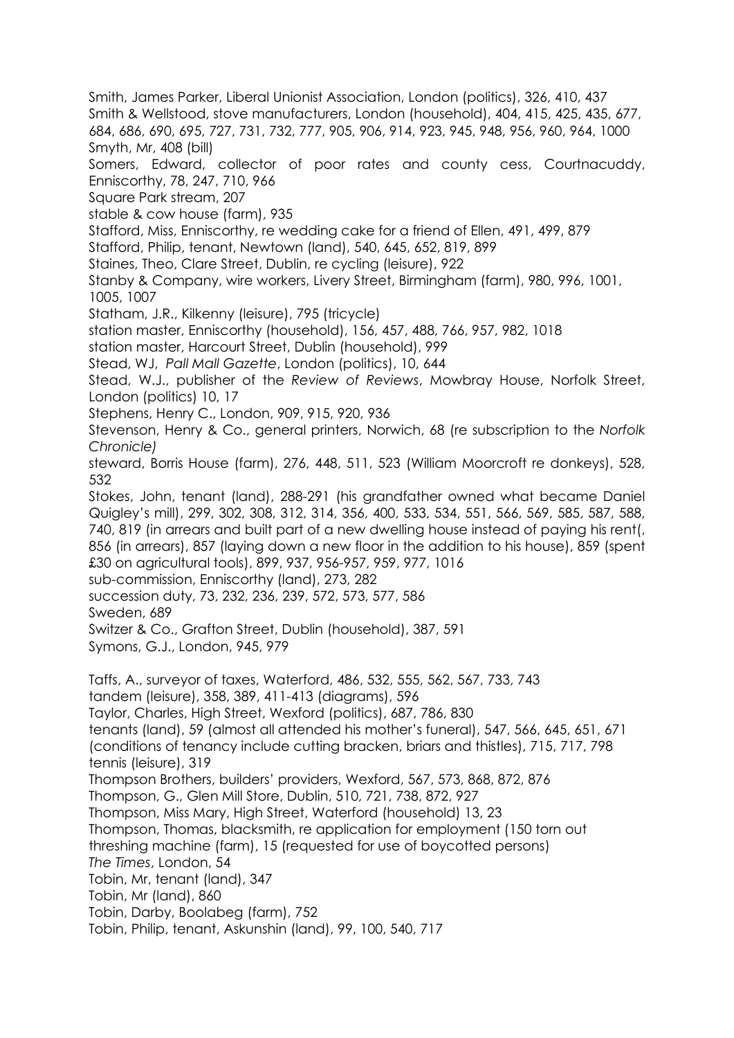Smith, James Parker, Liberal Unionist Association, London (politics), 326, 410, 437

Smith & Wellstood, stove manufacturers, London (household), 404, 415, 425, 435, 677, 684, 686, 690, 695, 727, 731, 732, 777, 905, 906, 914, 923, 945, 948, 956, 960, 964, 1000

Smyth, Mr, 408 (bill)

Somers, Edward, collector of poor rates and county cess, Courtnacuddy, Enniscorthy, 78, 247, 710, 966

Square Park stream, 207

stable & cow house (farm), 935

Stafford, Miss, Enniscorthy, re wedding cake for a friend of Ellen, 491, 499, 879

Stafford, Philip, tenant, Newtown (land), 540, 645, 652, 819, 899

Staines, Theo, Clare Street, Dublin, re cycling (leisure), 922

Stanby & Company, wire workers, Livery Street, Birmingham (farm), 980, 996, 1001, 1005, 1007

Statham, J.R., Kilkenny (leisure), 795 (tricycle)

station master, Enniscorthy (household), 156, 457, 488, 766, 957, 982, 1018

station master, Harcourt Street, Dublin (household), 999

Stead, WJ, *Pall Mall Gazette*, London (politics), 10, 644

Stead, W.J., publisher of the *Review of Reviews*, Mowbray House, Norfolk Street, London (politics) 10, 17

Stephens, Henry C., London, 909, 915, 920, 936

Stevenson, Henry & Co., general printers, Norwich, 68 (re subscription to the *Norfolk Chronicle)*

steward, Borris House (farm), 276, 448, 511, 523 (William Moorcroft re donkeys), 528, 532

Stokes, John, tenant (land), 288-291 (his grandfather owned what became Daniel Quigley's mill), 299, 302, 308, 312, 314, 356, 400, 533, 534, 551, 566, 569, 585, 587, 588, 740, 819 (in arrears and built part of a new dwelling house instead of paying his rent(, 856 (in arrears), 857 (laying down a new floor in the addition to his house), 859 (spent £30 on agricultural tools), 899, 937, 956-957, 959, 977, 1016

sub-commission, Enniscorthy (land), 273, 282

succession duty, 73, 232, 236, 239, 572, 573, 577, 586

Sweden, 689

Switzer & Co., Grafton Street, Dublin (household), 387, 591

Symons, G.J., London, 945, 979

Taffs, A., surveyor of taxes, Waterford, 486, 532, 555, 562, 567, 733, 743

tandem (leisure), 358, 389, 411-413 (diagrams), 596

Taylor, Charles, High Street, Wexford (politics), 687, 786, 830

tenants (land), 59 (almost all attended his mother's funeral), 547, 566, 645, 651, 671 (conditions of tenancy include cutting bracken, briars and thistles), 715, 717, 798

tennis (leisure), 319

Thompson Brothers, builders' providers, Wexford, 567, 573, 868, 872, 876

Thompson, G., Glen Mill Store, Dublin, 510, 721, 738, 872, 927

Thompson, Miss Mary, High Street, Waterford (household) 13, 23

Thompson, Thomas, blacksmith, re application for employment (150 torn out threshing machine (farm), 15 (requested for use of boycotted persons)

*The Times*, London, 54

Tobin, Mr, tenant (land), 347

Tobin, Mr (land), 860

Tobin, Darby, Boolabeg (farm), 752

Tobin, Philip, tenant, Askunshin (land), 99, 100, 540, 717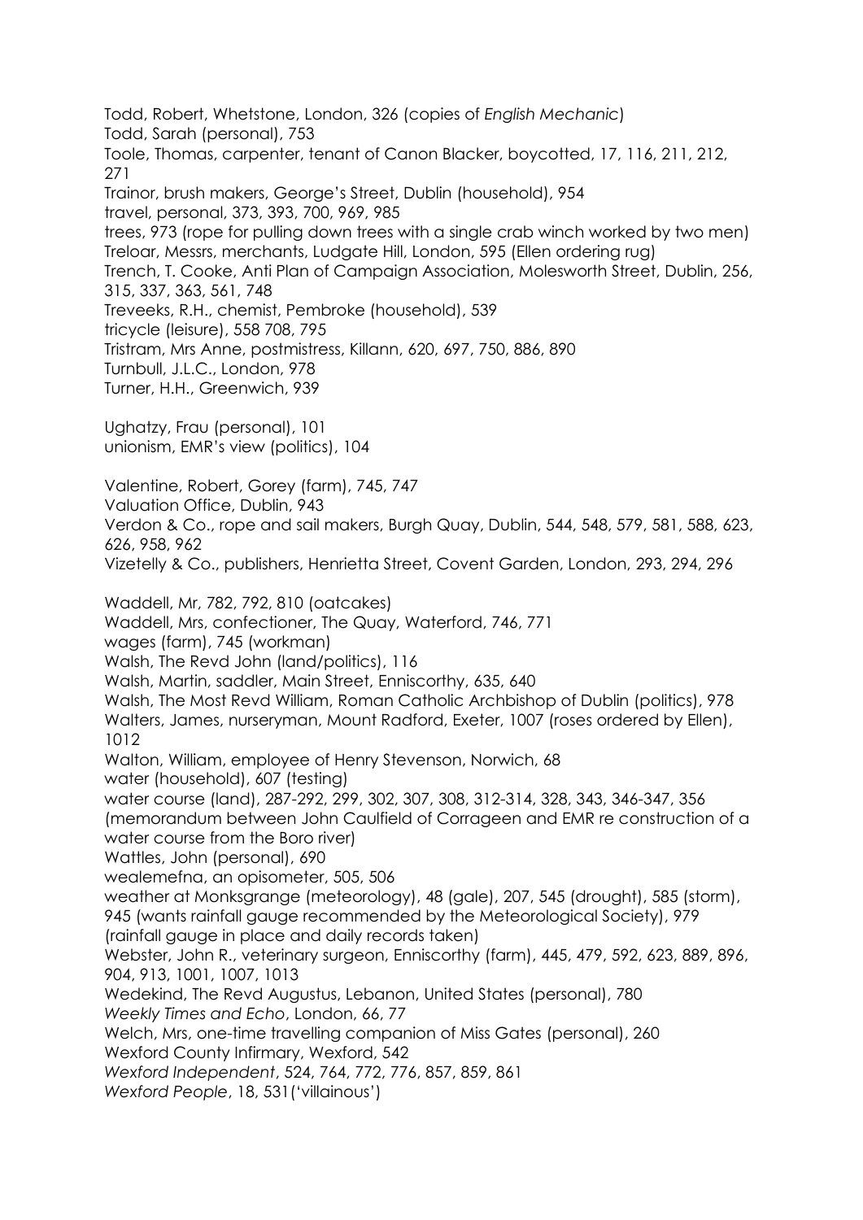Todd, Robert, Whetstone, London, 326 (copies of *English Mechanic*)
Todd, Sarah (personal), 753
Toole, Thomas, carpenter, tenant of Canon Blacker, boycotted, 17, 116, 211, 212, 271
Trainor, brush makers, George's Street, Dublin (household), 954
travel, personal, 373, 393, 700, 969, 985
trees, 973 (rope for pulling down trees with a single crab winch worked by two men)
Treloar, Messrs, merchants, Ludgate Hill, London, 595 (Ellen ordering rug)
Trench, T. Cooke, Anti Plan of Campaign Association, Molesworth Street, Dublin, 256, 315, 337, 363, 561, 748
Treveeks, R.H., chemist, Pembroke (household), 539
tricycle (leisure), 558 708, 795
Tristram, Mrs Anne, postmistress, Killann, 620, 697, 750, 886, 890
Turnbull, J.L.C., London, 978
Turner, H.H., Greenwich, 939

Ughatzy, Frau (personal), 101
unionism, EMR's view (politics), 104

Valentine, Robert, Gorey (farm), 745, 747
Valuation Office, Dublin, 943
Verdon & Co., rope and sail makers, Burgh Quay, Dublin, 544, 548, 579, 581, 588, 623, 626, 958, 962
Vizetelly & Co., publishers, Henrietta Street, Covent Garden, London, 293, 294, 296

Waddell, Mr, 782, 792, 810 (oatcakes)
Waddell, Mrs, confectioner, The Quay, Waterford, 746, 771
wages (farm), 745 (workman)
Walsh, The Revd John (land/politics), 116
Walsh, Martin, saddler, Main Street, Enniscorthy, 635, 640
Walsh, The Most Revd William, Roman Catholic Archbishop of Dublin (politics), 978
Walters, James, nurseryman, Mount Radford, Exeter, 1007 (roses ordered by Ellen), 1012
Walton, William, employee of Henry Stevenson, Norwich, 68
water (household), 607 (testing)
water course (land), 287-292, 299, 302, 307, 308, 312-314, 328, 343, 346-347, 356 (memorandum between John Caulfield of Corrageen and EMR re construction of a water course from the Boro river)
Wattles, John (personal), 690
wealemefna, an opisometer, 505, 506
weather at Monksgrange (meteorology), 48 (gale), 207, 545 (drought), 585 (storm), 945 (wants rainfall gauge recommended by the Meteorological Society), 979 (rainfall gauge in place and daily records taken)
Webster, John R., veterinary surgeon, Enniscorthy (farm), 445, 479, 592, 623, 889, 896, 904, 913, 1001, 1007, 1013
Wedekind, The Revd Augustus, Lebanon, United States (personal), 780
*Weekly Times and Echo*, London, 66, 77
Welch, Mrs, one-time travelling companion of Miss Gates (personal), 260
Wexford County Infirmary, Wexford, 542
*Wexford Independent*, 524, 764, 772, 776, 857, 859, 861
*Wexford People*, 18, 531('villainous')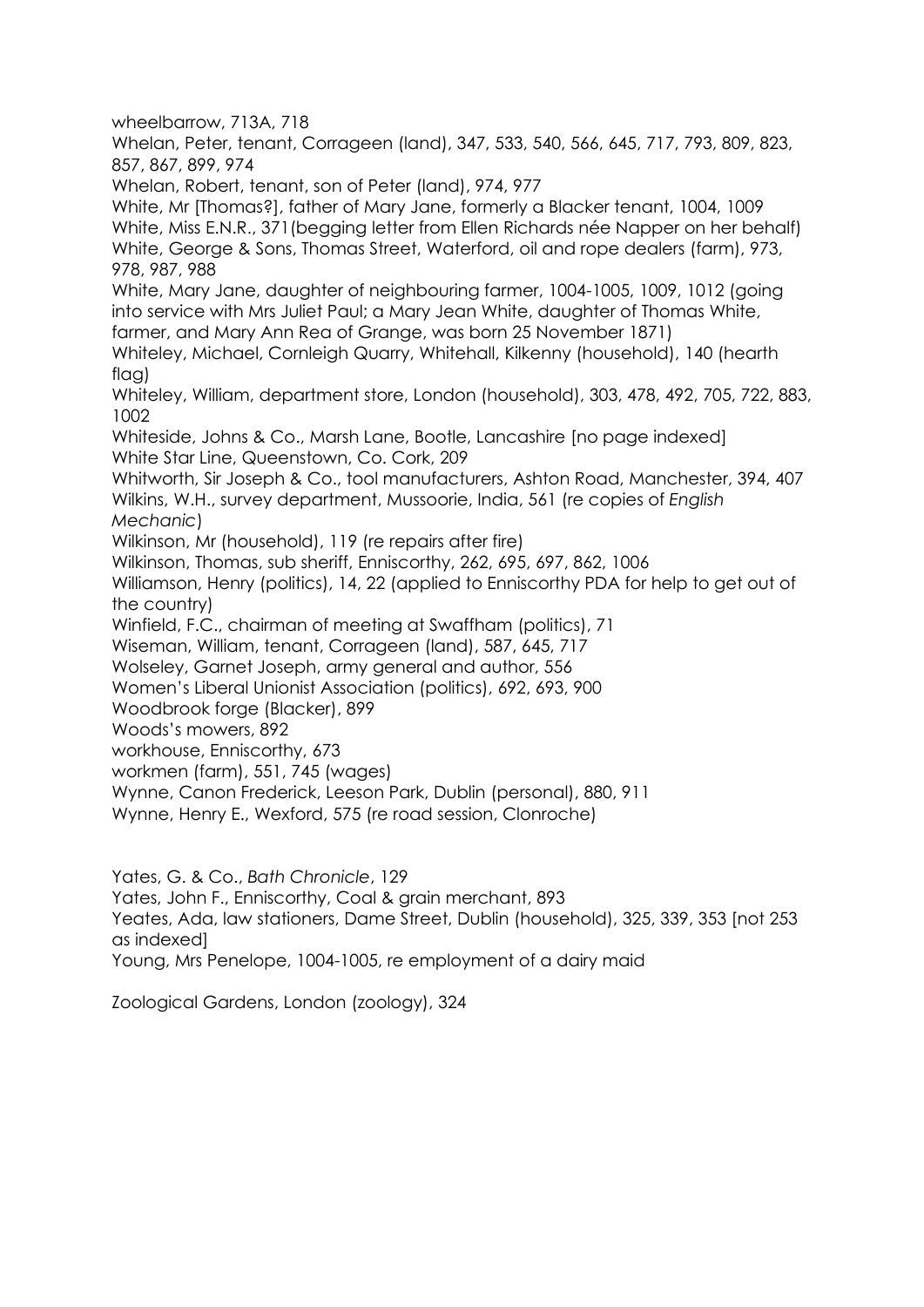wheelbarrow, 713A, 718

Whelan, Peter, tenant, Corrageen (land), 347, 533, 540, 566, 645, 717, 793, 809, 823, 857, 867, 899, 974

Whelan, Robert, tenant, son of Peter (land), 974, 977

White, Mr [Thomas?], father of Mary Jane, formerly a Blacker tenant, 1004, 1009

White, Miss E.N.R., 371(begging letter from Ellen Richards née Napper on her behalf)

White, George & Sons, Thomas Street, Waterford, oil and rope dealers (farm), 973, 978, 987, 988

White, Mary Jane, daughter of neighbouring farmer, 1004-1005, 1009, 1012 (going into service with Mrs Juliet Paul; a Mary Jean White, daughter of Thomas White, farmer, and Mary Ann Rea of Grange, was born 25 November 1871)

Whiteley, Michael, Cornleigh Quarry, Whitehall, Kilkenny (household), 140 (hearth flag)

Whiteley, William, department store, London (household), 303, 478, 492, 705, 722, 883, 1002

Whiteside, Johns & Co., Marsh Lane, Bootle, Lancashire [no page indexed]

White Star Line, Queenstown, Co. Cork, 209

Whitworth, Sir Joseph & Co., tool manufacturers, Ashton Road, Manchester, 394, 407

Wilkins, W.H., survey department, Mussoorie, India, 561 (re copies of *English Mechanic*)

Wilkinson, Mr (household), 119 (re repairs after fire)

Wilkinson, Thomas, sub sheriff, Enniscorthy, 262, 695, 697, 862, 1006

Williamson, Henry (politics), 14, 22 (applied to Enniscorthy PDA for help to get out of the country)

Winfield, F.C., chairman of meeting at Swaffham (politics), 71

Wiseman, William, tenant, Corrageen (land), 587, 645, 717

Wolseley, Garnet Joseph, army general and author, 556

Women's Liberal Unionist Association (politics), 692, 693, 900

Woodbrook forge (Blacker), 899

Woods's mowers, 892

workhouse, Enniscorthy, 673

workmen (farm), 551, 745 (wages)

Wynne, Canon Frederick, Leeson Park, Dublin (personal), 880, 911

Wynne, Henry E., Wexford, 575 (re road session, Clonroche)

Yates, G. & Co., *Bath Chronicle*, 129

Yates, John F., Enniscorthy, Coal & grain merchant, 893

Yeates, Ada, law stationers, Dame Street, Dublin (household), 325, 339, 353 [not 253 as indexed]

Young, Mrs Penelope, 1004-1005, re employment of a dairy maid

Zoological Gardens, London (zoology), 324